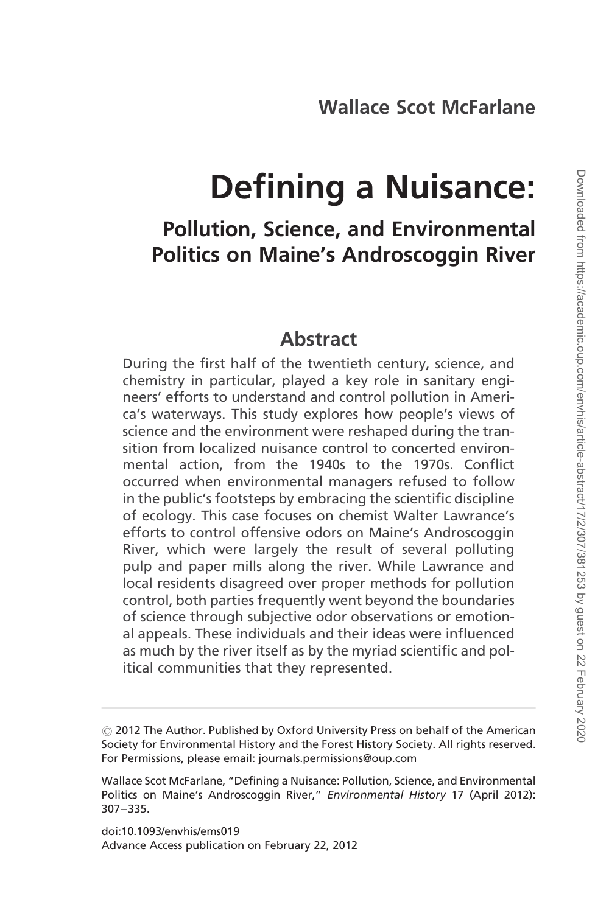**Wallace Scot McFarlane**

# Defining a Nuisance:

## Pollution, Science, and Environmental Politics on Maine's Androscoggin River

### Abstract

During the first half of the twentieth century, science, and chemistry in particular, played a key role in sanitary engineers' efforts to understand and control pollution in America's waterways. This study explores how people's views of science and the environment were reshaped during the transition from localized nuisance control to concerted environmental action, from the 1940s to the 1970s. Conflict occurred when environmental managers refused to follow in the public's footsteps by embracing the scientific discipline of ecology. This case focuses on chemist Walter Lawrance's efforts to control offensive odors on Maine's Androscoggin River, which were largely the result of several polluting pulp and paper mills along the river. While Lawrance and local residents disagreed over proper methods for pollution control, both parties frequently went beyond the boundaries of science through subjective odor observations or emotional appeals. These individuals and their ideas were influenced as much by the river itself as by the myriad scientific and political communities that they represented.

---

© 2012 The Author. Published by Oxford University Press on behalf of the American Society for Environmental History and the Forest History Society. All rights reserved. For Permissions, please email: journals.permissions@oup.com

Wallace Scot McFarlane, "Defining a Nuisance: Pollution, Science, and Environmental Politics on Maine's Androscoggin River," *Environmental History* 17 (April 2012): 307–335.

doi:10.1093/envhis/ems019
Advance Access publication on February 22, 2012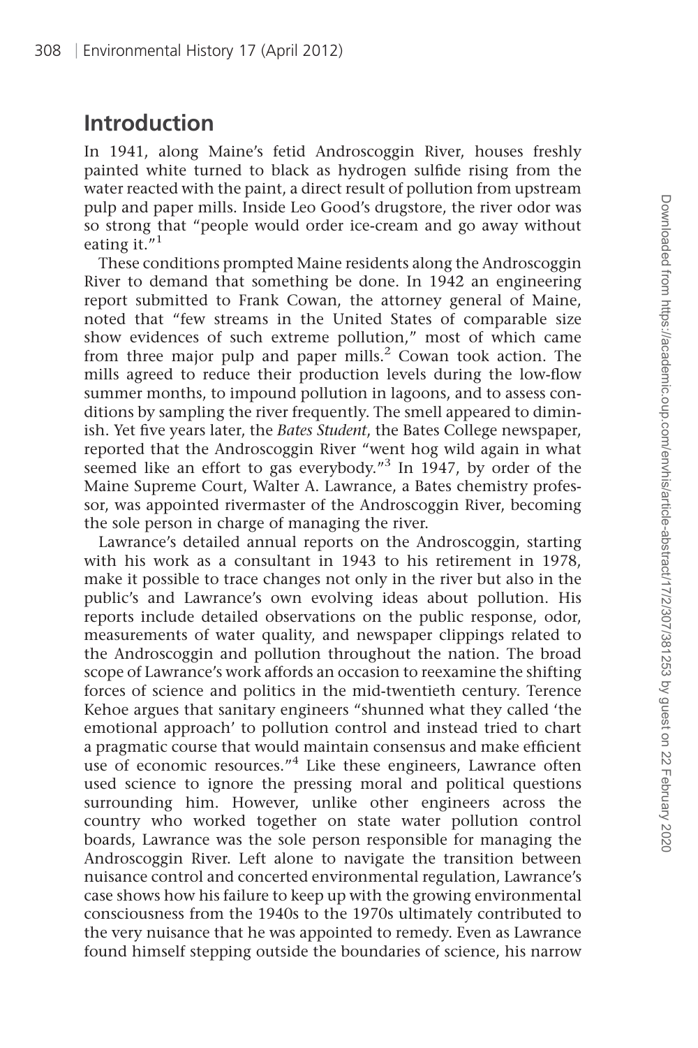## Introduction

In 1941, along Maine's fetid Androscoggin River, houses freshly painted white turned to black as hydrogen sulfide rising from the water reacted with the paint, a direct result of pollution from upstream pulp and paper mills. Inside Leo Good's drugstore, the river odor was so strong that "people would order ice-cream and go away without eating it."[1]

These conditions prompted Maine residents along the Androscoggin River to demand that something be done. In 1942 an engineering report submitted to Frank Cowan, the attorney general of Maine, noted that "few streams in the United States of comparable size show evidences of such extreme pollution," most of which came from three major pulp and paper mills.[2] Cowan took action. The mills agreed to reduce their production levels during the low-flow summer months, to impound pollution in lagoons, and to assess conditions by sampling the river frequently. The smell appeared to diminish. Yet five years later, the *Bates Student*, the Bates College newspaper, reported that the Androscoggin River "went hog wild again in what seemed like an effort to gas everybody."[3] In 1947, by order of the Maine Supreme Court, Walter A. Lawrance, a Bates chemistry professor, was appointed rivermaster of the Androscoggin River, becoming the sole person in charge of managing the river.

Lawrance's detailed annual reports on the Androscoggin, starting with his work as a consultant in 1943 to his retirement in 1978, make it possible to trace changes not only in the river but also in the public's and Lawrance's own evolving ideas about pollution. His reports include detailed observations on the public response, odor, measurements of water quality, and newspaper clippings related to the Androscoggin and pollution throughout the nation. The broad scope of Lawrance's work affords an occasion to reexamine the shifting forces of science and politics in the mid-twentieth century. Terence Kehoe argues that sanitary engineers "shunned what they called 'the emotional approach' to pollution control and instead tried to chart a pragmatic course that would maintain consensus and make efficient use of economic resources."[4] Like these engineers, Lawrance often used science to ignore the pressing moral and political questions surrounding him. However, unlike other engineers across the country who worked together on state water pollution control boards, Lawrance was the sole person responsible for managing the Androscoggin River. Left alone to navigate the transition between nuisance control and concerted environmental regulation, Lawrance's case shows how his failure to keep up with the growing environmental consciousness from the 1940s to the 1970s ultimately contributed to the very nuisance that he was appointed to remedy. Even as Lawrance found himself stepping outside the boundaries of science, his narrow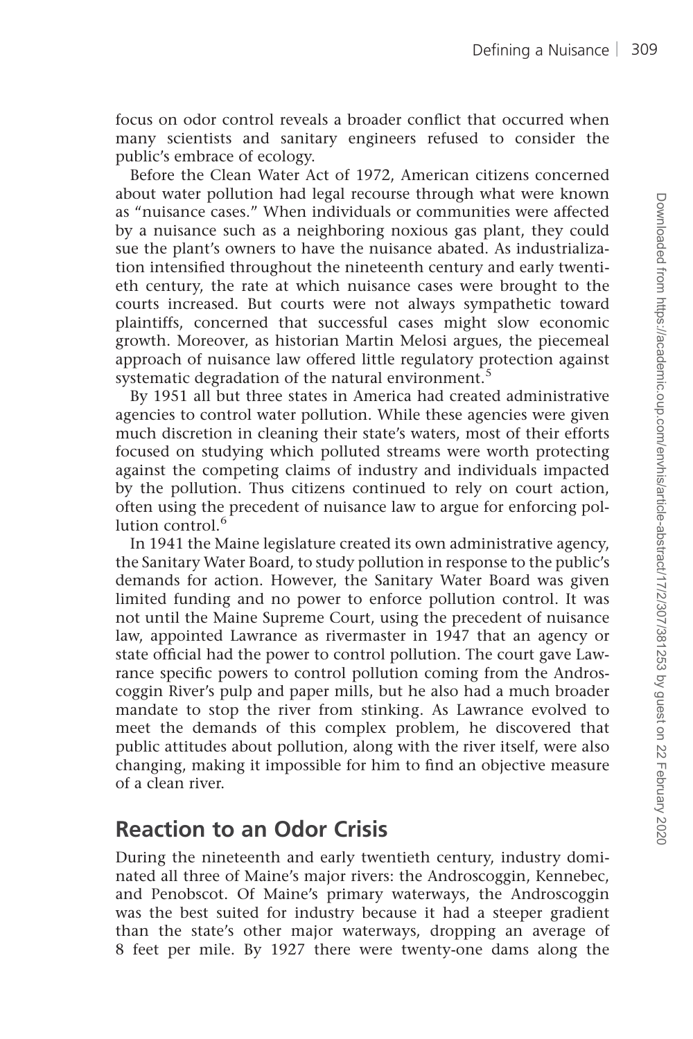focus on odor control reveals a broader conflict that occurred when many scientists and sanitary engineers refused to consider the public's embrace of ecology.

Before the Clean Water Act of 1972, American citizens concerned about water pollution had legal recourse through what were known as "nuisance cases." When individuals or communities were affected by a nuisance such as a neighboring noxious gas plant, they could sue the plant's owners to have the nuisance abated. As industrialization intensified throughout the nineteenth century and early twentieth century, the rate at which nuisance cases were brought to the courts increased. But courts were not always sympathetic toward plaintiffs, concerned that successful cases might slow economic growth. Moreover, as historian Martin Melosi argues, the piecemeal approach of nuisance law offered little regulatory protection against systematic degradation of the natural environment.[5]

By 1951 all but three states in America had created administrative agencies to control water pollution. While these agencies were given much discretion in cleaning their state's waters, most of their efforts focused on studying which polluted streams were worth protecting against the competing claims of industry and individuals impacted by the pollution. Thus citizens continued to rely on court action, often using the precedent of nuisance law to argue for enforcing pollution control.[6]

In 1941 the Maine legislature created its own administrative agency, the Sanitary Water Board, to study pollution in response to the public's demands for action. However, the Sanitary Water Board was given limited funding and no power to enforce pollution control. It was not until the Maine Supreme Court, using the precedent of nuisance law, appointed Lawrance as rivermaster in 1947 that an agency or state official had the power to control pollution. The court gave Lawrance specific powers to control pollution coming from the Androscoggin River's pulp and paper mills, but he also had a much broader mandate to stop the river from stinking. As Lawrance evolved to meet the demands of this complex problem, he discovered that public attitudes about pollution, along with the river itself, were also changing, making it impossible for him to find an objective measure of a clean river.

## Reaction to an Odor Crisis

During the nineteenth and early twentieth century, industry dominated all three of Maine's major rivers: the Androscoggin, Kennebec, and Penobscot. Of Maine's primary waterways, the Androscoggin was the best suited for industry because it had a steeper gradient than the state's other major waterways, dropping an average of 8 feet per mile. By 1927 there were twenty-one dams along the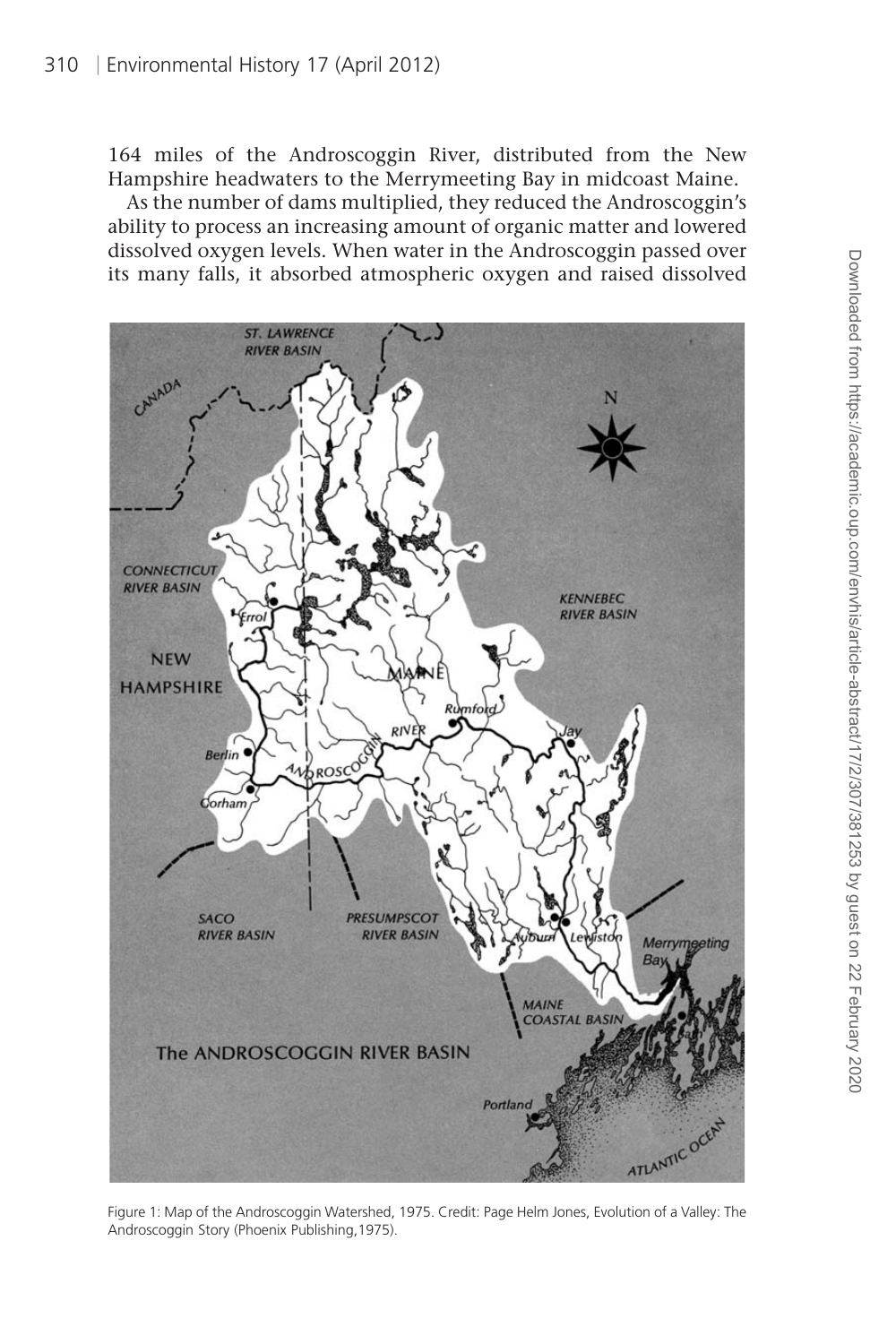164 miles of the Androscoggin River, distributed from the New Hampshire headwaters to the Merrymeeting Bay in midcoast Maine.

As the number of dams multiplied, they reduced the Androscoggin's ability to process an increasing amount of organic matter and lowered dissolved oxygen levels. When water in the Androscoggin passed over its many falls, it absorbed atmospheric oxygen and raised dissolved

Figure 1: Map of the Androscoggin Watershed, 1975. Credit: Page Helm Jones, Evolution of a Valley: The Androscoggin Story (Phoenix Publishing,1975).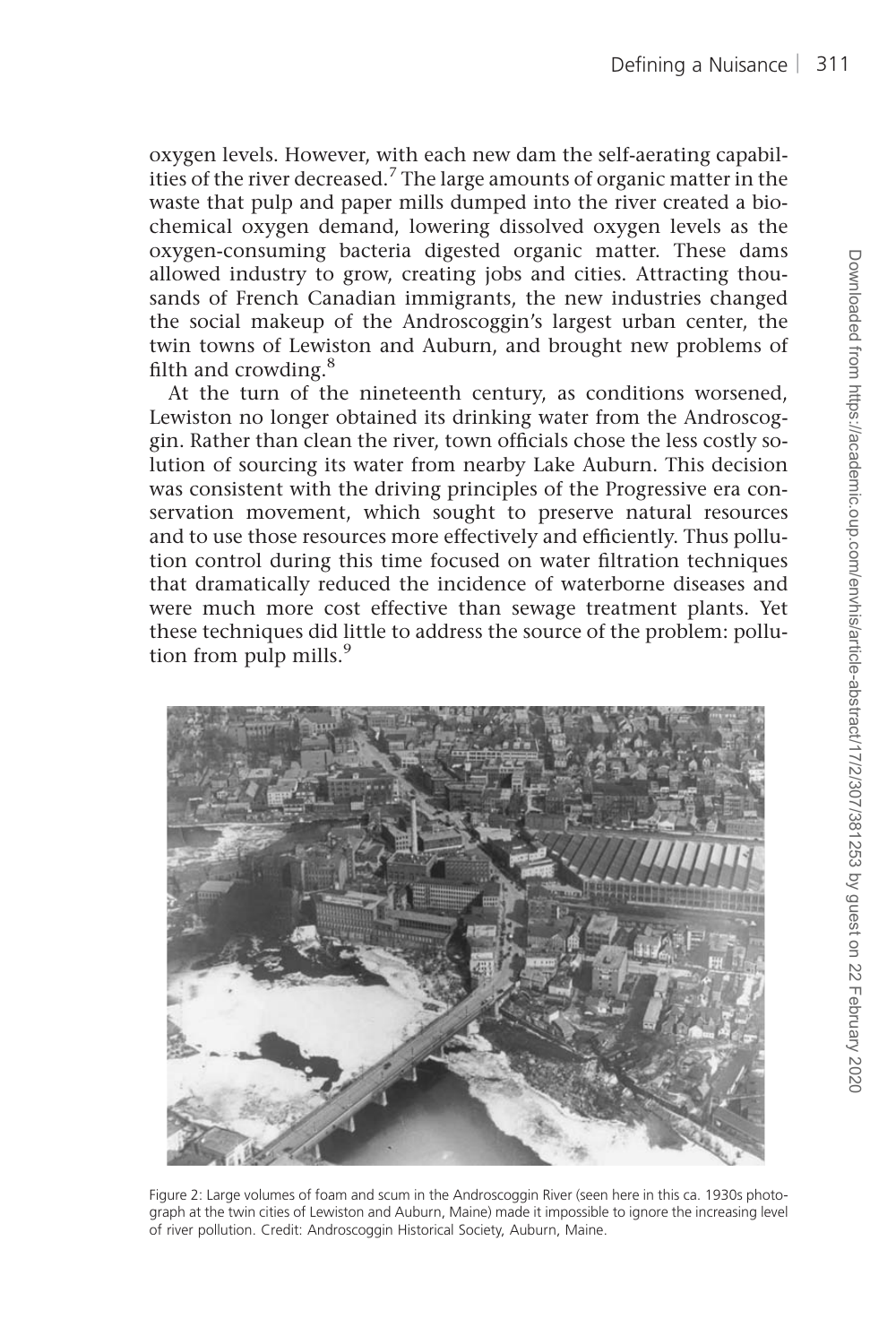oxygen levels. However, with each new dam the self-aerating capabilities of the river decreased.[7] The large amounts of organic matter in the waste that pulp and paper mills dumped into the river created a biochemical oxygen demand, lowering dissolved oxygen levels as the oxygen-consuming bacteria digested organic matter. These dams allowed industry to grow, creating jobs and cities. Attracting thousands of French Canadian immigrants, the new industries changed the social makeup of the Androscoggin's largest urban center, the twin towns of Lewiston and Auburn, and brought new problems of filth and crowding.[8]

At the turn of the nineteenth century, as conditions worsened, Lewiston no longer obtained its drinking water from the Androscoggin. Rather than clean the river, town officials chose the less costly solution of sourcing its water from nearby Lake Auburn. This decision was consistent with the driving principles of the Progressive era conservation movement, which sought to preserve natural resources and to use those resources more effectively and efficiently. Thus pollution control during this time focused on water filtration techniques that dramatically reduced the incidence of waterborne diseases and were much more cost effective than sewage treatment plants. Yet these techniques did little to address the source of the problem: pollution from pulp mills.[9]

Figure 2: Large volumes of foam and scum in the Androscoggin River (seen here in this ca. 1930s photograph at the twin cities of Lewiston and Auburn, Maine) made it impossible to ignore the increasing level of river pollution. Credit: Androscoggin Historical Society, Auburn, Maine.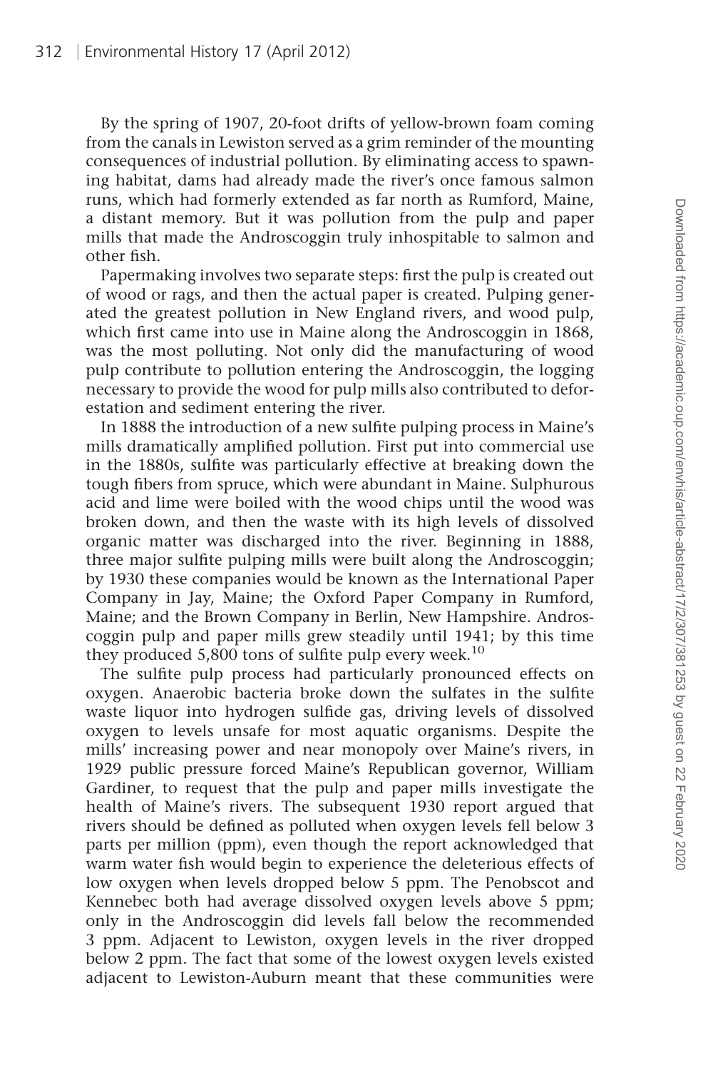By the spring of 1907, 20-foot drifts of yellow-brown foam coming from the canals in Lewiston served as a grim reminder of the mounting consequences of industrial pollution. By eliminating access to spawning habitat, dams had already made the river's once famous salmon runs, which had formerly extended as far north as Rumford, Maine, a distant memory. But it was pollution from the pulp and paper mills that made the Androscoggin truly inhospitable to salmon and other fish.

Papermaking involves two separate steps: first the pulp is created out of wood or rags, and then the actual paper is created. Pulping generated the greatest pollution in New England rivers, and wood pulp, which first came into use in Maine along the Androscoggin in 1868, was the most polluting. Not only did the manufacturing of wood pulp contribute to pollution entering the Androscoggin, the logging necessary to provide the wood for pulp mills also contributed to deforestation and sediment entering the river.

In 1888 the introduction of a new sulfite pulping process in Maine's mills dramatically amplified pollution. First put into commercial use in the 1880s, sulfite was particularly effective at breaking down the tough fibers from spruce, which were abundant in Maine. Sulphurous acid and lime were boiled with the wood chips until the wood was broken down, and then the waste with its high levels of dissolved organic matter was discharged into the river. Beginning in 1888, three major sulfite pulping mills were built along the Androscoggin; by 1930 these companies would be known as the International Paper Company in Jay, Maine; the Oxford Paper Company in Rumford, Maine; and the Brown Company in Berlin, New Hampshire. Androscoggin pulp and paper mills grew steadily until 1941; by this time they produced 5,800 tons of sulfite pulp every week.[10]

The sulfite pulp process had particularly pronounced effects on oxygen. Anaerobic bacteria broke down the sulfates in the sulfite waste liquor into hydrogen sulfide gas, driving levels of dissolved oxygen to levels unsafe for most aquatic organisms. Despite the mills' increasing power and near monopoly over Maine's rivers, in 1929 public pressure forced Maine's Republican governor, William Gardiner, to request that the pulp and paper mills investigate the health of Maine's rivers. The subsequent 1930 report argued that rivers should be defined as polluted when oxygen levels fell below 3 parts per million (ppm), even though the report acknowledged that warm water fish would begin to experience the deleterious effects of low oxygen when levels dropped below 5 ppm. The Penobscot and Kennebec both had average dissolved oxygen levels above 5 ppm; only in the Androscoggin did levels fall below the recommended 3 ppm. Adjacent to Lewiston, oxygen levels in the river dropped below 2 ppm. The fact that some of the lowest oxygen levels existed adjacent to Lewiston-Auburn meant that these communities were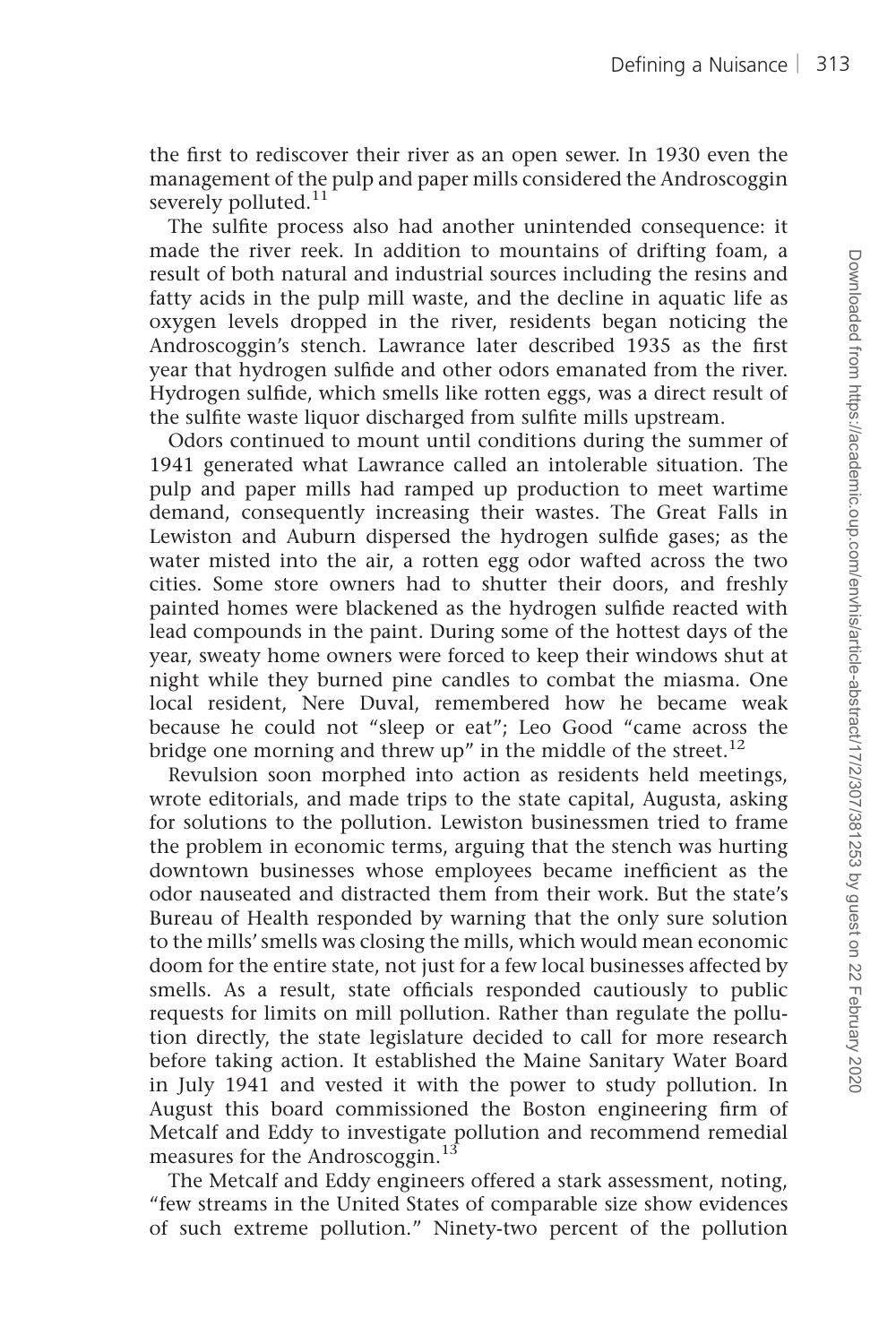the first to rediscover their river as an open sewer. In 1930 even the management of the pulp and paper mills considered the Androscoggin severely polluted.[11]

The sulfite process also had another unintended consequence: it made the river reek. In addition to mountains of drifting foam, a result of both natural and industrial sources including the resins and fatty acids in the pulp mill waste, and the decline in aquatic life as oxygen levels dropped in the river, residents began noticing the Androscoggin's stench. Lawrance later described 1935 as the first year that hydrogen sulfide and other odors emanated from the river. Hydrogen sulfide, which smells like rotten eggs, was a direct result of the sulfite waste liquor discharged from sulfite mills upstream.

Odors continued to mount until conditions during the summer of 1941 generated what Lawrance called an intolerable situation. The pulp and paper mills had ramped up production to meet wartime demand, consequently increasing their wastes. The Great Falls in Lewiston and Auburn dispersed the hydrogen sulfide gases; as the water misted into the air, a rotten egg odor wafted across the two cities. Some store owners had to shutter their doors, and freshly painted homes were blackened as the hydrogen sulfide reacted with lead compounds in the paint. During some of the hottest days of the year, sweaty home owners were forced to keep their windows shut at night while they burned pine candles to combat the miasma. One local resident, Nere Duval, remembered how he became weak because he could not "sleep or eat"; Leo Good "came across the bridge one morning and threw up" in the middle of the street.[12]

Revulsion soon morphed into action as residents held meetings, wrote editorials, and made trips to the state capital, Augusta, asking for solutions to the pollution. Lewiston businessmen tried to frame the problem in economic terms, arguing that the stench was hurting downtown businesses whose employees became inefficient as the odor nauseated and distracted them from their work. But the state's Bureau of Health responded by warning that the only sure solution to the mills' smells was closing the mills, which would mean economic doom for the entire state, not just for a few local businesses affected by smells. As a result, state officials responded cautiously to public requests for limits on mill pollution. Rather than regulate the pollution directly, the state legislature decided to call for more research before taking action. It established the Maine Sanitary Water Board in July 1941 and vested it with the power to study pollution. In August this board commissioned the Boston engineering firm of Metcalf and Eddy to investigate pollution and recommend remedial measures for the Androscoggin.[13]

The Metcalf and Eddy engineers offered a stark assessment, noting, "few streams in the United States of comparable size show evidences of such extreme pollution." Ninety-two percent of the pollution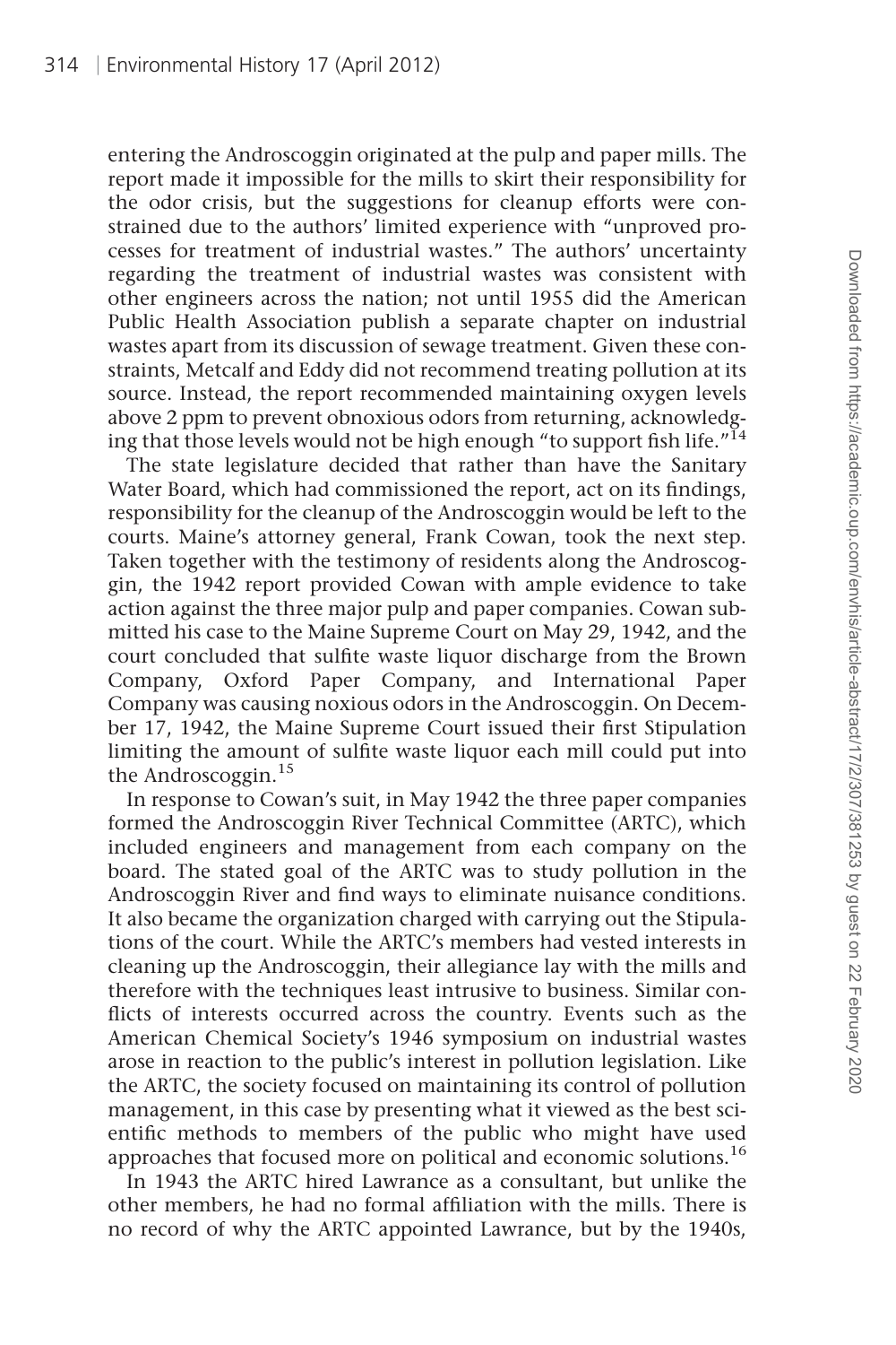entering the Androscoggin originated at the pulp and paper mills. The report made it impossible for the mills to skirt their responsibility for the odor crisis, but the suggestions for cleanup efforts were constrained due to the authors' limited experience with "unproved processes for treatment of industrial wastes." The authors' uncertainty regarding the treatment of industrial wastes was consistent with other engineers across the nation; not until 1955 did the American Public Health Association publish a separate chapter on industrial wastes apart from its discussion of sewage treatment. Given these constraints, Metcalf and Eddy did not recommend treating pollution at its source. Instead, the report recommended maintaining oxygen levels above 2 ppm to prevent obnoxious odors from returning, acknowledging that those levels would not be high enough "to support fish life."[14]

The state legislature decided that rather than have the Sanitary Water Board, which had commissioned the report, act on its findings, responsibility for the cleanup of the Androscoggin would be left to the courts. Maine's attorney general, Frank Cowan, took the next step. Taken together with the testimony of residents along the Androscoggin, the 1942 report provided Cowan with ample evidence to take action against the three major pulp and paper companies. Cowan submitted his case to the Maine Supreme Court on May 29, 1942, and the court concluded that sulfite waste liquor discharge from the Brown Company, Oxford Paper Company, and International Paper Company was causing noxious odors in the Androscoggin. On December 17, 1942, the Maine Supreme Court issued their first Stipulation limiting the amount of sulfite waste liquor each mill could put into the Androscoggin.[15]

In response to Cowan's suit, in May 1942 the three paper companies formed the Androscoggin River Technical Committee (ARTC), which included engineers and management from each company on the board. The stated goal of the ARTC was to study pollution in the Androscoggin River and find ways to eliminate nuisance conditions. It also became the organization charged with carrying out the Stipulations of the court. While the ARTC's members had vested interests in cleaning up the Androscoggin, their allegiance lay with the mills and therefore with the techniques least intrusive to business. Similar conflicts of interests occurred across the country. Events such as the American Chemical Society's 1946 symposium on industrial wastes arose in reaction to the public's interest in pollution legislation. Like the ARTC, the society focused on maintaining its control of pollution management, in this case by presenting what it viewed as the best scientific methods to members of the public who might have used approaches that focused more on political and economic solutions.[16]

In 1943 the ARTC hired Lawrance as a consultant, but unlike the other members, he had no formal affiliation with the mills. There is no record of why the ARTC appointed Lawrance, but by the 1940s,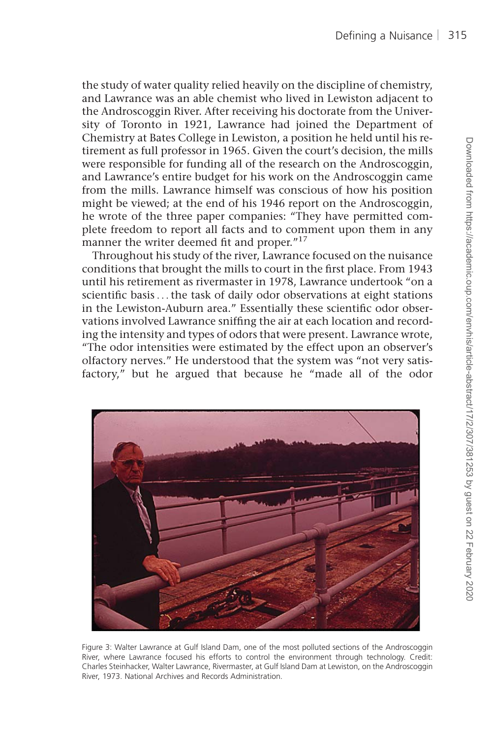the study of water quality relied heavily on the discipline of chemistry, and Lawrance was an able chemist who lived in Lewiston adjacent to the Androscoggin River. After receiving his doctorate from the University of Toronto in 1921, Lawrance had joined the Department of Chemistry at Bates College in Lewiston, a position he held until his retirement as full professor in 1965. Given the court's decision, the mills were responsible for funding all of the research on the Androscoggin, and Lawrance's entire budget for his work on the Androscoggin came from the mills. Lawrance himself was conscious of how his position might be viewed; at the end of his 1946 report on the Androscoggin, he wrote of the three paper companies: "They have permitted complete freedom to report all facts and to comment upon them in any manner the writer deemed fit and proper."[17]

Throughout his study of the river, Lawrance focused on the nuisance conditions that brought the mills to court in the first place. From 1943 until his retirement as rivermaster in 1978, Lawrance undertook "on a scientific basis . . . the task of daily odor observations at eight stations in the Lewiston-Auburn area." Essentially these scientific odor observations involved Lawrance sniffing the air at each location and recording the intensity and types of odors that were present. Lawrance wrote, "The odor intensities were estimated by the effect upon an observer's olfactory nerves." He understood that the system was "not very satisfactory," but he argued that because he "made all of the odor

Figure 3: Walter Lawrance at Gulf Island Dam, one of the most polluted sections of the Androscoggin River, where Lawrance focused his efforts to control the environment through technology. Credit: Charles Steinhacker, Walter Lawrance, Rivermaster, at Gulf Island Dam at Lewiston, on the Androscoggin River, 1973. National Archives and Records Administration.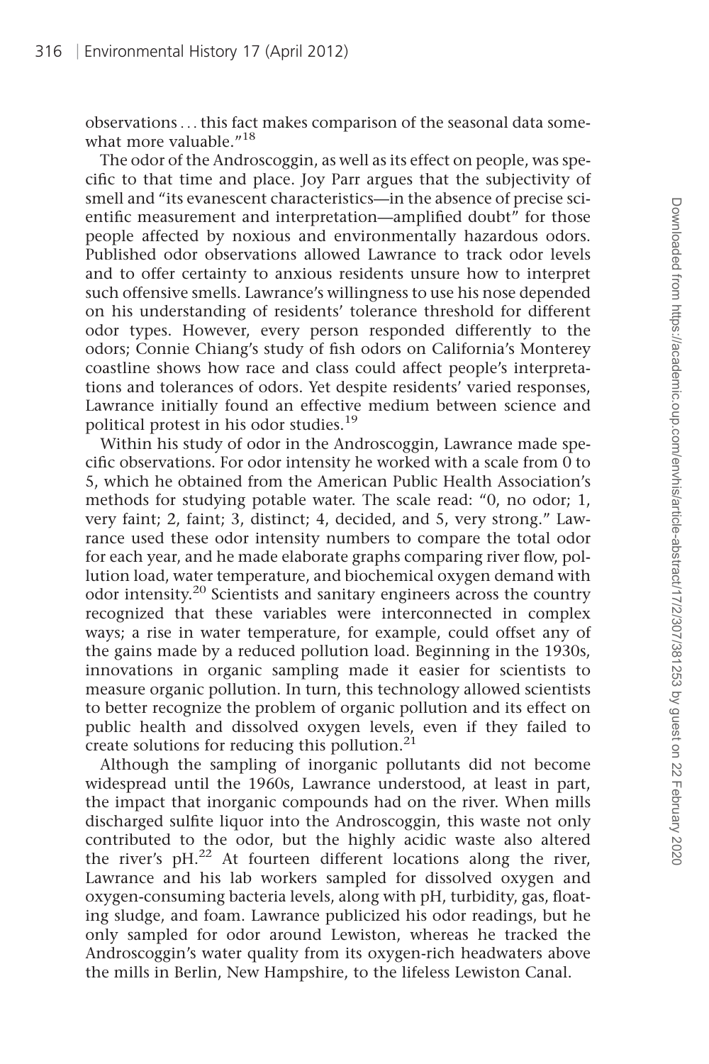observations . . . this fact makes comparison of the seasonal data somewhat more valuable."[18]

The odor of the Androscoggin, as well as its effect on people, was specific to that time and place. Joy Parr argues that the subjectivity of smell and "its evanescent characteristics—in the absence of precise scientific measurement and interpretation—amplified doubt" for those people affected by noxious and environmentally hazardous odors. Published odor observations allowed Lawrance to track odor levels and to offer certainty to anxious residents unsure how to interpret such offensive smells. Lawrance's willingness to use his nose depended on his understanding of residents' tolerance threshold for different odor types. However, every person responded differently to the odors; Connie Chiang's study of fish odors on California's Monterey coastline shows how race and class could affect people's interpretations and tolerances of odors. Yet despite residents' varied responses, Lawrance initially found an effective medium between science and political protest in his odor studies.[19]

Within his study of odor in the Androscoggin, Lawrance made specific observations. For odor intensity he worked with a scale from 0 to 5, which he obtained from the American Public Health Association's methods for studying potable water. The scale read: "0, no odor; 1, very faint; 2, faint; 3, distinct; 4, decided, and 5, very strong." Lawrance used these odor intensity numbers to compare the total odor for each year, and he made elaborate graphs comparing river flow, pollution load, water temperature, and biochemical oxygen demand with odor intensity.[20] Scientists and sanitary engineers across the country recognized that these variables were interconnected in complex ways; a rise in water temperature, for example, could offset any of the gains made by a reduced pollution load. Beginning in the 1930s, innovations in organic sampling made it easier for scientists to measure organic pollution. In turn, this technology allowed scientists to better recognize the problem of organic pollution and its effect on public health and dissolved oxygen levels, even if they failed to create solutions for reducing this pollution.[21]

Although the sampling of inorganic pollutants did not become widespread until the 1960s, Lawrance understood, at least in part, the impact that inorganic compounds had on the river. When mills discharged sulfite liquor into the Androscoggin, this waste not only contributed to the odor, but the highly acidic waste also altered the river's pH.[22] At fourteen different locations along the river, Lawrance and his lab workers sampled for dissolved oxygen and oxygen-consuming bacteria levels, along with pH, turbidity, gas, floating sludge, and foam. Lawrance publicized his odor readings, but he only sampled for odor around Lewiston, whereas he tracked the Androscoggin's water quality from its oxygen-rich headwaters above the mills in Berlin, New Hampshire, to the lifeless Lewiston Canal.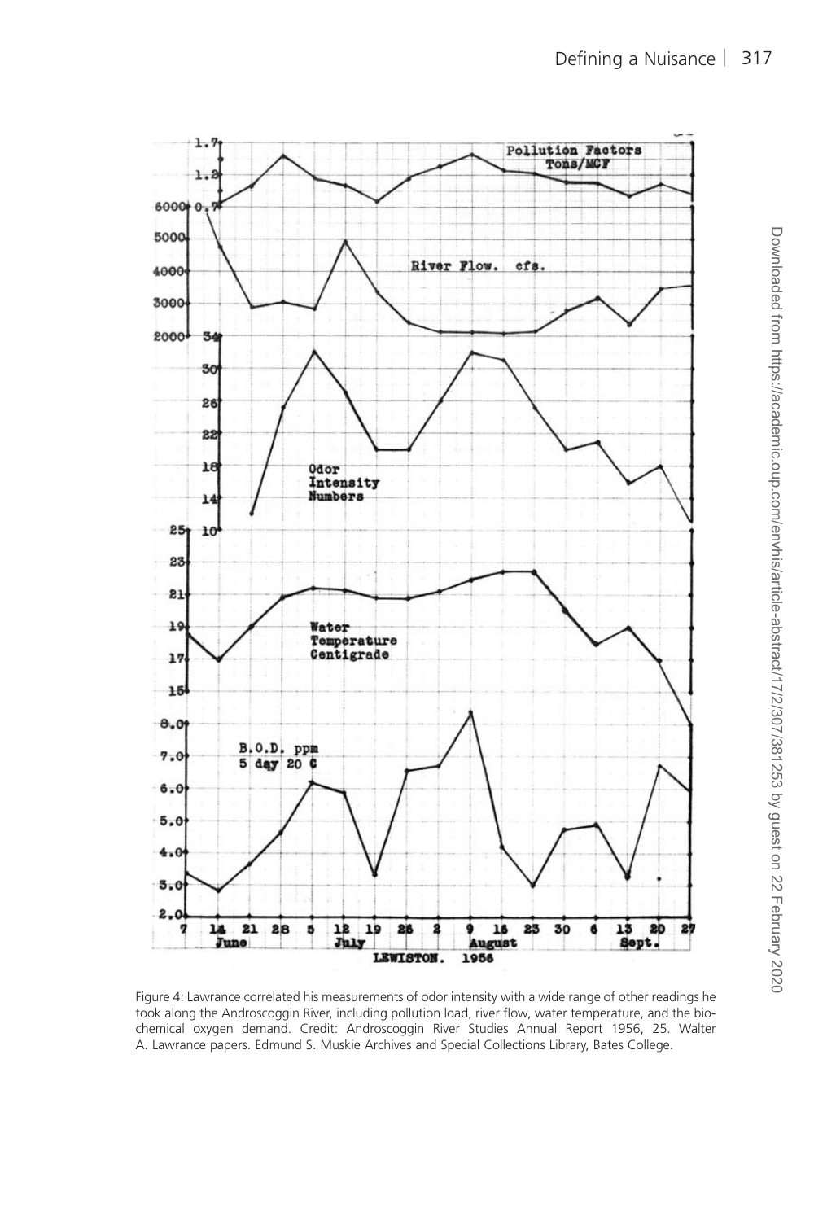Figure 4: Lawrance correlated his measurements of odor intensity with a wide range of other readings he took along the Androscoggin River, including pollution load, river flow, water temperature, and the biochemical oxygen demand. Credit: Androscoggin River Studies Annual Report 1956, 25. Walter A. Lawrance papers. Edmund S. Muskie Archives and Special Collections Library, Bates College.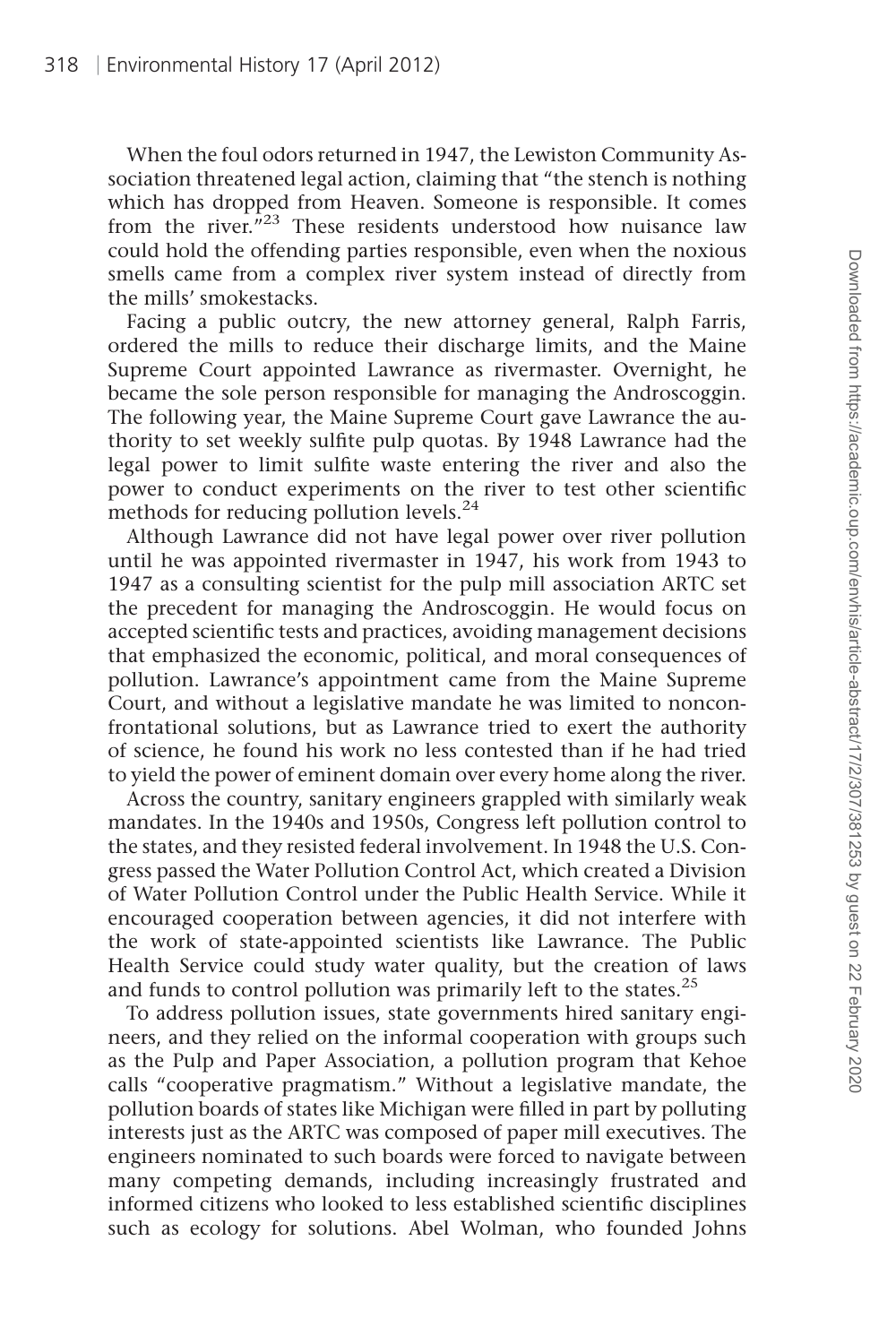When the foul odors returned in 1947, the Lewiston Community Association threatened legal action, claiming that "the stench is nothing which has dropped from Heaven. Someone is responsible. It comes from the river."[23] These residents understood how nuisance law could hold the offending parties responsible, even when the noxious smells came from a complex river system instead of directly from the mills' smokestacks.

Facing a public outcry, the new attorney general, Ralph Farris, ordered the mills to reduce their discharge limits, and the Maine Supreme Court appointed Lawrance as rivermaster. Overnight, he became the sole person responsible for managing the Androscoggin. The following year, the Maine Supreme Court gave Lawrance the authority to set weekly sulfite pulp quotas. By 1948 Lawrance had the legal power to limit sulfite waste entering the river and also the power to conduct experiments on the river to test other scientific methods for reducing pollution levels.[24]

Although Lawrance did not have legal power over river pollution until he was appointed rivermaster in 1947, his work from 1943 to 1947 as a consulting scientist for the pulp mill association ARTC set the precedent for managing the Androscoggin. He would focus on accepted scientific tests and practices, avoiding management decisions that emphasized the economic, political, and moral consequences of pollution. Lawrance's appointment came from the Maine Supreme Court, and without a legislative mandate he was limited to nonconfrontational solutions, but as Lawrance tried to exert the authority of science, he found his work no less contested than if he had tried to yield the power of eminent domain over every home along the river.

Across the country, sanitary engineers grappled with similarly weak mandates. In the 1940s and 1950s, Congress left pollution control to the states, and they resisted federal involvement. In 1948 the U.S. Congress passed the Water Pollution Control Act, which created a Division of Water Pollution Control under the Public Health Service. While it encouraged cooperation between agencies, it did not interfere with the work of state-appointed scientists like Lawrance. The Public Health Service could study water quality, but the creation of laws and funds to control pollution was primarily left to the states.[25]

To address pollution issues, state governments hired sanitary engineers, and they relied on the informal cooperation with groups such as the Pulp and Paper Association, a pollution program that Kehoe calls "cooperative pragmatism." Without a legislative mandate, the pollution boards of states like Michigan were filled in part by polluting interests just as the ARTC was composed of paper mill executives. The engineers nominated to such boards were forced to navigate between many competing demands, including increasingly frustrated and informed citizens who looked to less established scientific disciplines such as ecology for solutions. Abel Wolman, who founded Johns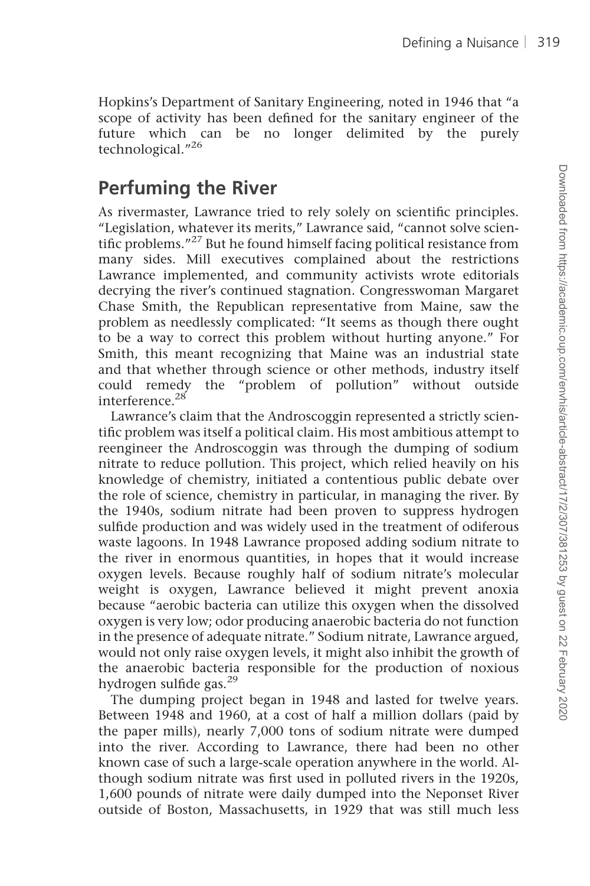Hopkins's Department of Sanitary Engineering, noted in 1946 that "a scope of activity has been defined for the sanitary engineer of the future which can be no longer delimited by the purely technological."[26]

## Perfuming the River

As rivermaster, Lawrance tried to rely solely on scientific principles. "Legislation, whatever its merits," Lawrance said, "cannot solve scientific problems."[27] But he found himself facing political resistance from many sides. Mill executives complained about the restrictions Lawrance implemented, and community activists wrote editorials decrying the river's continued stagnation. Congresswoman Margaret Chase Smith, the Republican representative from Maine, saw the problem as needlessly complicated: "It seems as though there ought to be a way to correct this problem without hurting anyone." For Smith, this meant recognizing that Maine was an industrial state and that whether through science or other methods, industry itself could remedy the "problem of pollution" without outside interference.[28]

Lawrance's claim that the Androscoggin represented a strictly scientific problem was itself a political claim. His most ambitious attempt to reengineer the Androscoggin was through the dumping of sodium nitrate to reduce pollution. This project, which relied heavily on his knowledge of chemistry, initiated a contentious public debate over the role of science, chemistry in particular, in managing the river. By the 1940s, sodium nitrate had been proven to suppress hydrogen sulfide production and was widely used in the treatment of odiferous waste lagoons. In 1948 Lawrance proposed adding sodium nitrate to the river in enormous quantities, in hopes that it would increase oxygen levels. Because roughly half of sodium nitrate's molecular weight is oxygen, Lawrance believed it might prevent anoxia because "aerobic bacteria can utilize this oxygen when the dissolved oxygen is very low; odor producing anaerobic bacteria do not function in the presence of adequate nitrate." Sodium nitrate, Lawrance argued, would not only raise oxygen levels, it might also inhibit the growth of the anaerobic bacteria responsible for the production of noxious hydrogen sulfide gas.[29]

The dumping project began in 1948 and lasted for twelve years. Between 1948 and 1960, at a cost of half a million dollars (paid by the paper mills), nearly 7,000 tons of sodium nitrate were dumped into the river. According to Lawrance, there had been no other known case of such a large-scale operation anywhere in the world. Although sodium nitrate was first used in polluted rivers in the 1920s, 1,600 pounds of nitrate were daily dumped into the Neponset River outside of Boston, Massachusetts, in 1929 that was still much less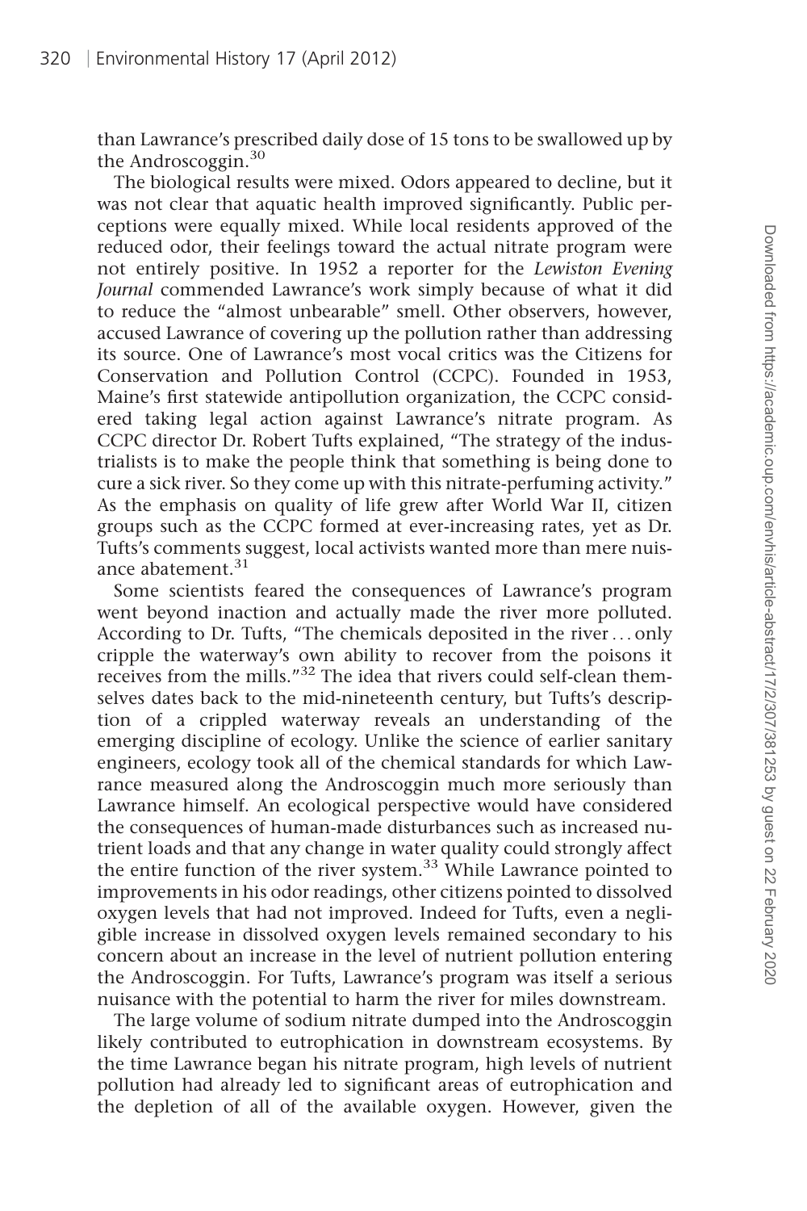than Lawrance's prescribed daily dose of 15 tons to be swallowed up by the Androscoggin.[30]

The biological results were mixed. Odors appeared to decline, but it was not clear that aquatic health improved significantly. Public perceptions were equally mixed. While local residents approved of the reduced odor, their feelings toward the actual nitrate program were not entirely positive. In 1952 a reporter for the *Lewiston Evening Journal* commended Lawrance's work simply because of what it did to reduce the "almost unbearable" smell. Other observers, however, accused Lawrance of covering up the pollution rather than addressing its source. One of Lawrance's most vocal critics was the Citizens for Conservation and Pollution Control (CCPC). Founded in 1953, Maine's first statewide antipollution organization, the CCPC considered taking legal action against Lawrance's nitrate program. As CCPC director Dr. Robert Tufts explained, "The strategy of the industrialists is to make the people think that something is being done to cure a sick river. So they come up with this nitrate-perfuming activity." As the emphasis on quality of life grew after World War II, citizen groups such as the CCPC formed at ever-increasing rates, yet as Dr. Tufts's comments suggest, local activists wanted more than mere nuisance abatement.[31]

Some scientists feared the consequences of Lawrance's program went beyond inaction and actually made the river more polluted. According to Dr. Tufts, "The chemicals deposited in the river ... only cripple the waterway's own ability to recover from the poisons it receives from the mills."[32] The idea that rivers could self-clean themselves dates back to the mid-nineteenth century, but Tufts's description of a crippled waterway reveals an understanding of the emerging discipline of ecology. Unlike the science of earlier sanitary engineers, ecology took all of the chemical standards for which Lawrance measured along the Androscoggin much more seriously than Lawrance himself. An ecological perspective would have considered the consequences of human-made disturbances such as increased nutrient loads and that any change in water quality could strongly affect the entire function of the river system.[33] While Lawrance pointed to improvements in his odor readings, other citizens pointed to dissolved oxygen levels that had not improved. Indeed for Tufts, even a negligible increase in dissolved oxygen levels remained secondary to his concern about an increase in the level of nutrient pollution entering the Androscoggin. For Tufts, Lawrance's program was itself a serious nuisance with the potential to harm the river for miles downstream.

The large volume of sodium nitrate dumped into the Androscoggin likely contributed to eutrophication in downstream ecosystems. By the time Lawrance began his nitrate program, high levels of nutrient pollution had already led to significant areas of eutrophication and the depletion of all of the available oxygen. However, given the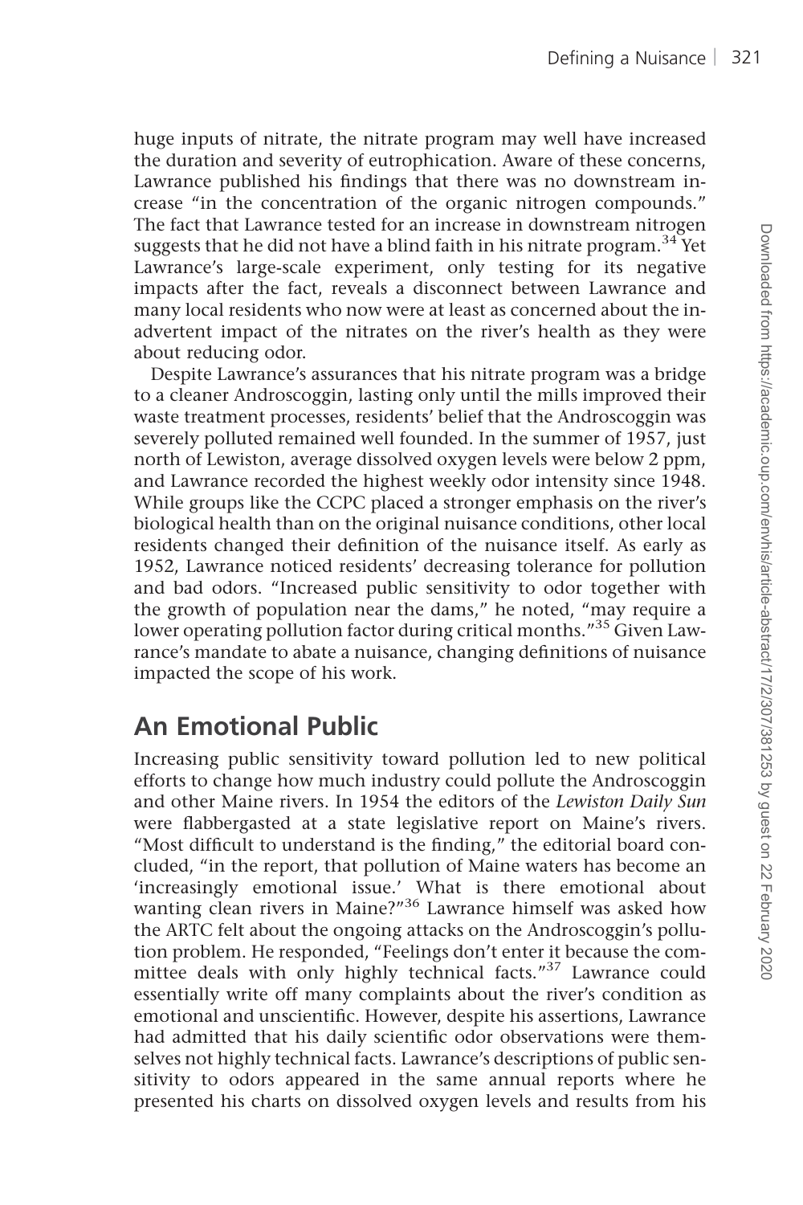huge inputs of nitrate, the nitrate program may well have increased the duration and severity of eutrophication. Aware of these concerns, Lawrance published his findings that there was no downstream increase "in the concentration of the organic nitrogen compounds." The fact that Lawrance tested for an increase in downstream nitrogen suggests that he did not have a blind faith in his nitrate program.[34] Yet Lawrance's large-scale experiment, only testing for its negative impacts after the fact, reveals a disconnect between Lawrance and many local residents who now were at least as concerned about the inadvertent impact of the nitrates on the river's health as they were about reducing odor.

Despite Lawrance's assurances that his nitrate program was a bridge to a cleaner Androscoggin, lasting only until the mills improved their waste treatment processes, residents' belief that the Androscoggin was severely polluted remained well founded. In the summer of 1957, just north of Lewiston, average dissolved oxygen levels were below 2 ppm, and Lawrance recorded the highest weekly odor intensity since 1948. While groups like the CCPC placed a stronger emphasis on the river's biological health than on the original nuisance conditions, other local residents changed their definition of the nuisance itself. As early as 1952, Lawrance noticed residents' decreasing tolerance for pollution and bad odors. "Increased public sensitivity to odor together with the growth of population near the dams," he noted, "may require a lower operating pollution factor during critical months."[35] Given Lawrance's mandate to abate a nuisance, changing definitions of nuisance impacted the scope of his work.

## An Emotional Public

Increasing public sensitivity toward pollution led to new political efforts to change how much industry could pollute the Androscoggin and other Maine rivers. In 1954 the editors of the *Lewiston Daily Sun* were flabbergasted at a state legislative report on Maine's rivers. "Most difficult to understand is the finding," the editorial board concluded, "in the report, that pollution of Maine waters has become an 'increasingly emotional issue.' What is there emotional about wanting clean rivers in Maine?"[36] Lawrance himself was asked how the ARTC felt about the ongoing attacks on the Androscoggin's pollution problem. He responded, "Feelings don't enter it because the committee deals with only highly technical facts."[37] Lawrance could essentially write off many complaints about the river's condition as emotional and unscientific. However, despite his assertions, Lawrance had admitted that his daily scientific odor observations were themselves not highly technical facts. Lawrance's descriptions of public sensitivity to odors appeared in the same annual reports where he presented his charts on dissolved oxygen levels and results from his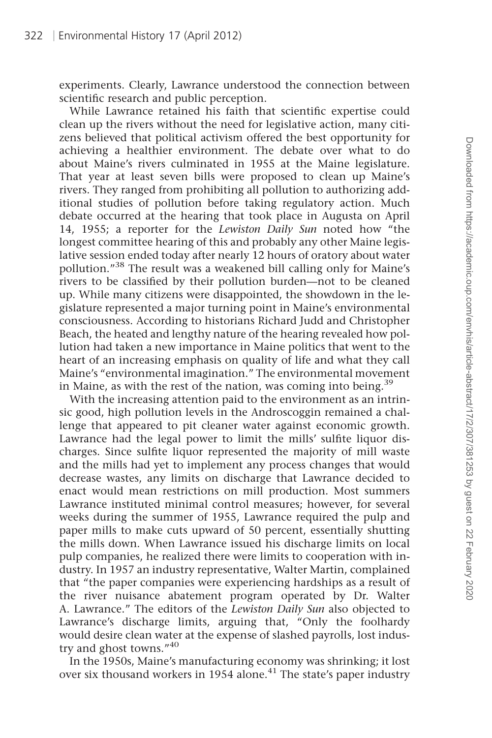experiments. Clearly, Lawrance understood the connection between scientific research and public perception.

While Lawrance retained his faith that scientific expertise could clean up the rivers without the need for legislative action, many citizens believed that political activism offered the best opportunity for achieving a healthier environment. The debate over what to do about Maine's rivers culminated in 1955 at the Maine legislature. That year at least seven bills were proposed to clean up Maine's rivers. They ranged from prohibiting all pollution to authorizing additional studies of pollution before taking regulatory action. Much debate occurred at the hearing that took place in Augusta on April 14, 1955; a reporter for the *Lewiston Daily Sun* noted how "the longest committee hearing of this and probably any other Maine legislative session ended today after nearly 12 hours of oratory about water pollution."[38] The result was a weakened bill calling only for Maine's rivers to be classified by their pollution burden—not to be cleaned up. While many citizens were disappointed, the showdown in the legislature represented a major turning point in Maine's environmental consciousness. According to historians Richard Judd and Christopher Beach, the heated and lengthy nature of the hearing revealed how pollution had taken a new importance in Maine politics that went to the heart of an increasing emphasis on quality of life and what they call Maine's "environmental imagination." The environmental movement in Maine, as with the rest of the nation, was coming into being.[39]

With the increasing attention paid to the environment as an intrinsic good, high pollution levels in the Androscoggin remained a challenge that appeared to pit cleaner water against economic growth. Lawrance had the legal power to limit the mills' sulfite liquor discharges. Since sulfite liquor represented the majority of mill waste and the mills had yet to implement any process changes that would decrease wastes, any limits on discharge that Lawrance decided to enact would mean restrictions on mill production. Most summers Lawrance instituted minimal control measures; however, for several weeks during the summer of 1955, Lawrance required the pulp and paper mills to make cuts upward of 50 percent, essentially shutting the mills down. When Lawrance issued his discharge limits on local pulp companies, he realized there were limits to cooperation with industry. In 1957 an industry representative, Walter Martin, complained that "the paper companies were experiencing hardships as a result of the river nuisance abatement program operated by Dr. Walter A. Lawrance." The editors of the *Lewiston Daily Sun* also objected to Lawrance's discharge limits, arguing that, "Only the foolhardy would desire clean water at the expense of slashed payrolls, lost industry and ghost towns."[40]

In the 1950s, Maine's manufacturing economy was shrinking; it lost over six thousand workers in 1954 alone.[41] The state's paper industry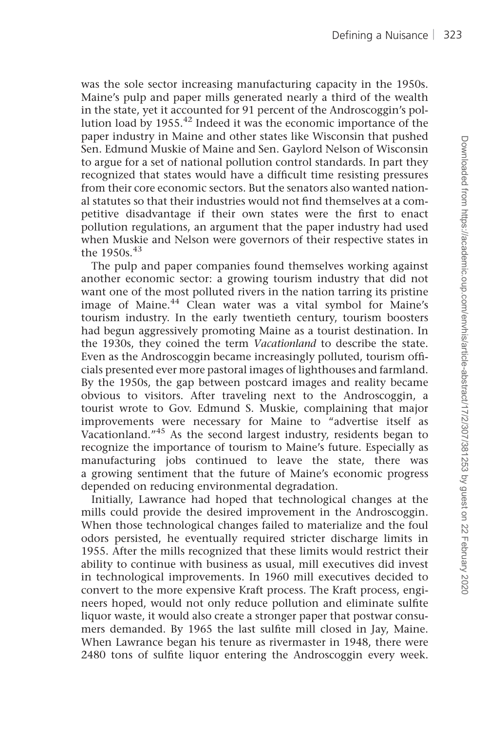was the sole sector increasing manufacturing capacity in the 1950s. Maine's pulp and paper mills generated nearly a third of the wealth in the state, yet it accounted for 91 percent of the Androscoggin's pollution load by 1955.[42] Indeed it was the economic importance of the paper industry in Maine and other states like Wisconsin that pushed Sen. Edmund Muskie of Maine and Sen. Gaylord Nelson of Wisconsin to argue for a set of national pollution control standards. In part they recognized that states would have a difficult time resisting pressures from their core economic sectors. But the senators also wanted national statutes so that their industries would not find themselves at a competitive disadvantage if their own states were the first to enact pollution regulations, an argument that the paper industry had used when Muskie and Nelson were governors of their respective states in the 1950s.[43]

The pulp and paper companies found themselves working against another economic sector: a growing tourism industry that did not want one of the most polluted rivers in the nation tarring its pristine image of Maine.[44] Clean water was a vital symbol for Maine's tourism industry. In the early twentieth century, tourism boosters had begun aggressively promoting Maine as a tourist destination. In the 1930s, they coined the term *Vacationland* to describe the state. Even as the Androscoggin became increasingly polluted, tourism officials presented ever more pastoral images of lighthouses and farmland. By the 1950s, the gap between postcard images and reality became obvious to visitors. After traveling next to the Androscoggin, a tourist wrote to Gov. Edmund S. Muskie, complaining that major improvements were necessary for Maine to "advertise itself as Vacationland."[45] As the second largest industry, residents began to recognize the importance of tourism to Maine's future. Especially as manufacturing jobs continued to leave the state, there was a growing sentiment that the future of Maine's economic progress depended on reducing environmental degradation.

Initially, Lawrance had hoped that technological changes at the mills could provide the desired improvement in the Androscoggin. When those technological changes failed to materialize and the foul odors persisted, he eventually required stricter discharge limits in 1955. After the mills recognized that these limits would restrict their ability to continue with business as usual, mill executives did invest in technological improvements. In 1960 mill executives decided to convert to the more expensive Kraft process. The Kraft process, engineers hoped, would not only reduce pollution and eliminate sulfite liquor waste, it would also create a stronger paper that postwar consumers demanded. By 1965 the last sulfite mill closed in Jay, Maine. When Lawrance began his tenure as rivermaster in 1948, there were 2480 tons of sulfite liquor entering the Androscoggin every week.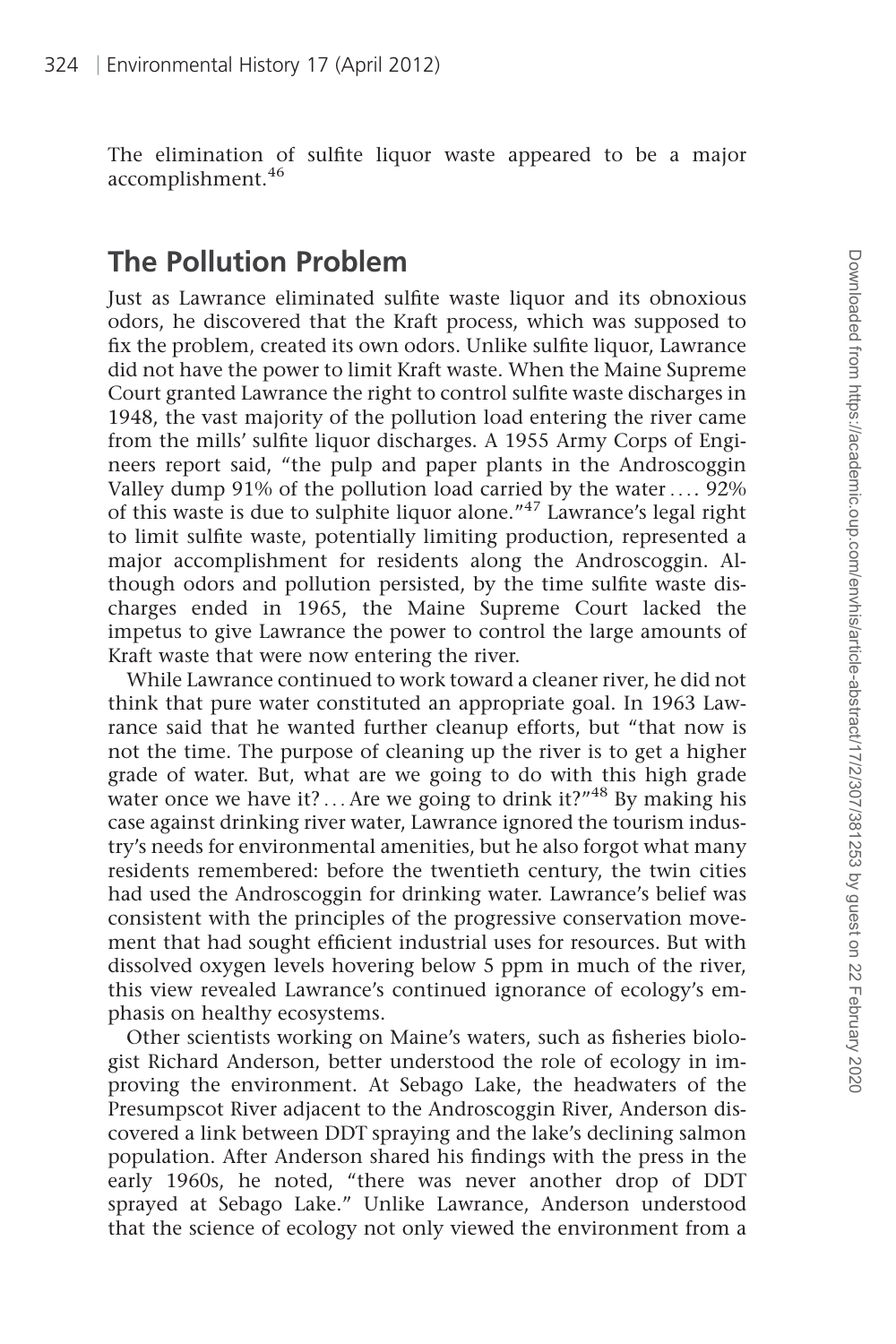The elimination of sulfite liquor waste appeared to be a major accomplishment.[46]

## The Pollution Problem

Just as Lawrance eliminated sulfite waste liquor and its obnoxious odors, he discovered that the Kraft process, which was supposed to fix the problem, created its own odors. Unlike sulfite liquor, Lawrance did not have the power to limit Kraft waste. When the Maine Supreme Court granted Lawrance the right to control sulfite waste discharges in 1948, the vast majority of the pollution load entering the river came from the mills' sulfite liquor discharges. A 1955 Army Corps of Engineers report said, "the pulp and paper plants in the Androscoggin Valley dump 91% of the pollution load carried by the water .... 92% of this waste is due to sulphite liquor alone."[47] Lawrance's legal right to limit sulfite waste, potentially limiting production, represented a major accomplishment for residents along the Androscoggin. Although odors and pollution persisted, by the time sulfite waste discharges ended in 1965, the Maine Supreme Court lacked the impetus to give Lawrance the power to control the large amounts of Kraft waste that were now entering the river.

While Lawrance continued to work toward a cleaner river, he did not think that pure water constituted an appropriate goal. In 1963 Lawrance said that he wanted further cleanup efforts, but "that now is not the time. The purpose of cleaning up the river is to get a higher grade of water. But, what are we going to do with this high grade water once we have it? ... Are we going to drink it?"[48] By making his case against drinking river water, Lawrance ignored the tourism industry's needs for environmental amenities, but he also forgot what many residents remembered: before the twentieth century, the twin cities had used the Androscoggin for drinking water. Lawrance's belief was consistent with the principles of the progressive conservation movement that had sought efficient industrial uses for resources. But with dissolved oxygen levels hovering below 5 ppm in much of the river, this view revealed Lawrance's continued ignorance of ecology's emphasis on healthy ecosystems.

Other scientists working on Maine's waters, such as fisheries biologist Richard Anderson, better understood the role of ecology in improving the environment. At Sebago Lake, the headwaters of the Presumpscot River adjacent to the Androscoggin River, Anderson discovered a link between DDT spraying and the lake's declining salmon population. After Anderson shared his findings with the press in the early 1960s, he noted, "there was never another drop of DDT sprayed at Sebago Lake." Unlike Lawrance, Anderson understood that the science of ecology not only viewed the environment from a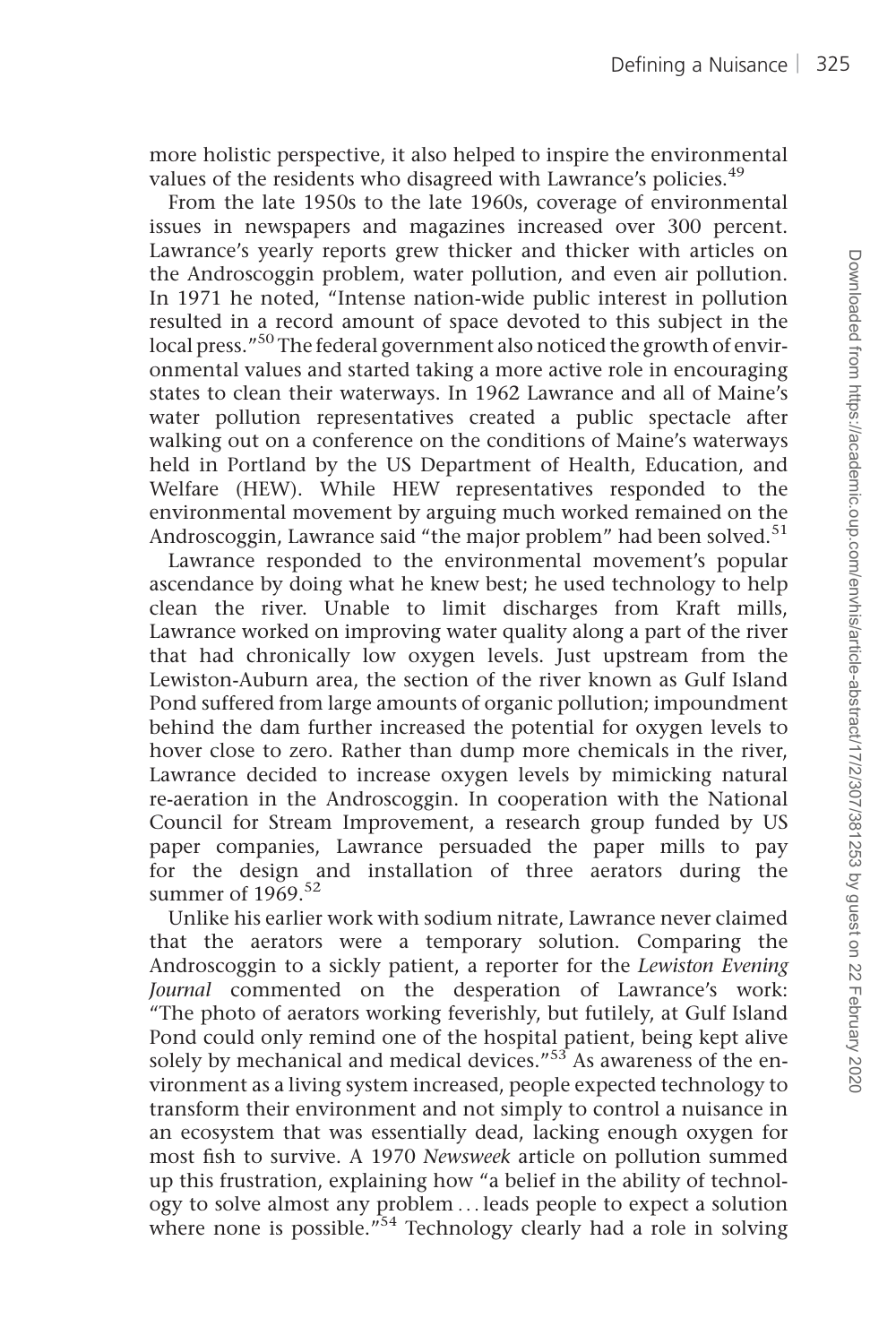more holistic perspective, it also helped to inspire the environmental values of the residents who disagreed with Lawrance's policies.[49]

From the late 1950s to the late 1960s, coverage of environmental issues in newspapers and magazines increased over 300 percent. Lawrance's yearly reports grew thicker and thicker with articles on the Androscoggin problem, water pollution, and even air pollution. In 1971 he noted, "Intense nation-wide public interest in pollution resulted in a record amount of space devoted to this subject in the local press."[50] The federal government also noticed the growth of environmental values and started taking a more active role in encouraging states to clean their waterways. In 1962 Lawrance and all of Maine's water pollution representatives created a public spectacle after walking out on a conference on the conditions of Maine's waterways held in Portland by the US Department of Health, Education, and Welfare (HEW). While HEW representatives responded to the environmental movement by arguing much worked remained on the Androscoggin, Lawrance said "the major problem" had been solved.[51]

Lawrance responded to the environmental movement's popular ascendance by doing what he knew best; he used technology to help clean the river. Unable to limit discharges from Kraft mills, Lawrance worked on improving water quality along a part of the river that had chronically low oxygen levels. Just upstream from the Lewiston-Auburn area, the section of the river known as Gulf Island Pond suffered from large amounts of organic pollution; impoundment behind the dam further increased the potential for oxygen levels to hover close to zero. Rather than dump more chemicals in the river, Lawrance decided to increase oxygen levels by mimicking natural re-aeration in the Androscoggin. In cooperation with the National Council for Stream Improvement, a research group funded by US paper companies, Lawrance persuaded the paper mills to pay for the design and installation of three aerators during the summer of 1969.[52]

Unlike his earlier work with sodium nitrate, Lawrance never claimed that the aerators were a temporary solution. Comparing the Androscoggin to a sickly patient, a reporter for the *Lewiston Evening Journal* commented on the desperation of Lawrance's work: "The photo of aerators working feverishly, but futilely, at Gulf Island Pond could only remind one of the hospital patient, being kept alive solely by mechanical and medical devices."[53] As awareness of the environment as a living system increased, people expected technology to transform their environment and not simply to control a nuisance in an ecosystem that was essentially dead, lacking enough oxygen for most fish to survive. A 1970 *Newsweek* article on pollution summed up this frustration, explaining how "a belief in the ability of technology to solve almost any problem ... leads people to expect a solution where none is possible."[54] Technology clearly had a role in solving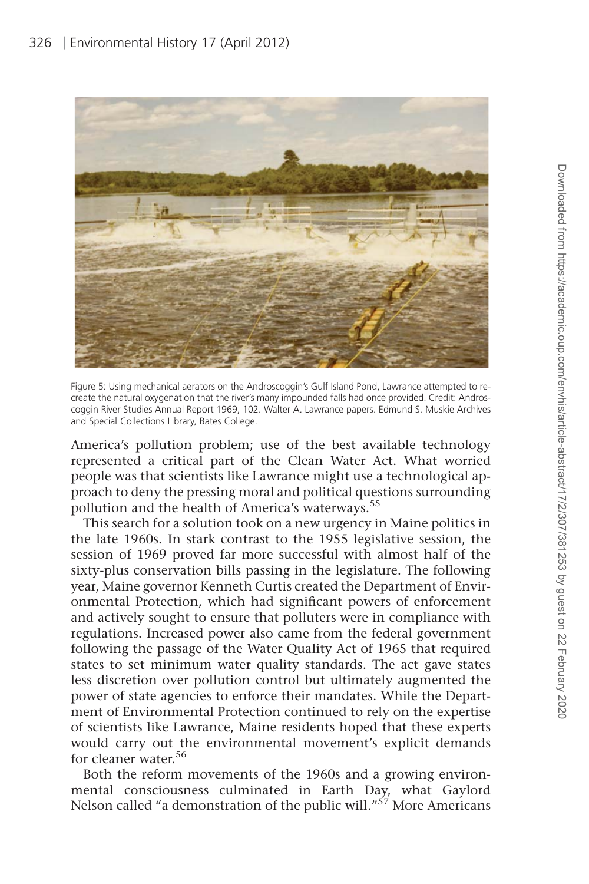Figure 5: Using mechanical aerators on the Androscoggin's Gulf Island Pond, Lawrance attempted to recreate the natural oxygenation that the river's many impounded falls had once provided. Credit: Androscoggin River Studies Annual Report 1969, 102. Walter A. Lawrance papers. Edmund S. Muskie Archives and Special Collections Library, Bates College.

America's pollution problem; use of the best available technology represented a critical part of the Clean Water Act. What worried people was that scientists like Lawrance might use a technological approach to deny the pressing moral and political questions surrounding pollution and the health of America's waterways.[55]

This search for a solution took on a new urgency in Maine politics in the late 1960s. In stark contrast to the 1955 legislative session, the session of 1969 proved far more successful with almost half of the sixty-plus conservation bills passing in the legislature. The following year, Maine governor Kenneth Curtis created the Department of Environmental Protection, which had significant powers of enforcement and actively sought to ensure that polluters were in compliance with regulations. Increased power also came from the federal government following the passage of the Water Quality Act of 1965 that required states to set minimum water quality standards. The act gave states less discretion over pollution control but ultimately augmented the power of state agencies to enforce their mandates. While the Department of Environmental Protection continued to rely on the expertise of scientists like Lawrance, Maine residents hoped that these experts would carry out the environmental movement's explicit demands for cleaner water.[56]

Both the reform movements of the 1960s and a growing environmental consciousness culminated in Earth Day, what Gaylord Nelson called "a demonstration of the public will."[57] More Americans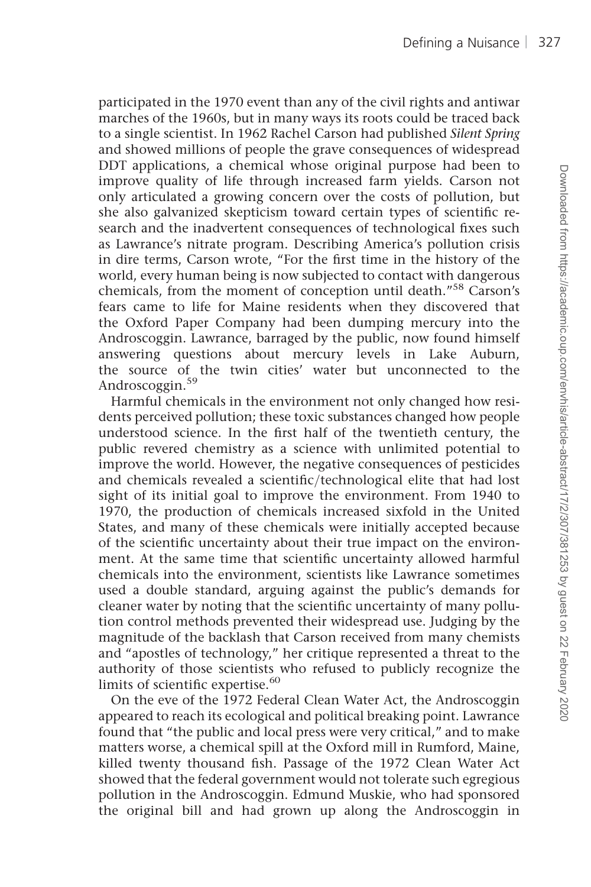participated in the 1970 event than any of the civil rights and antiwar marches of the 1960s, but in many ways its roots could be traced back to a single scientist. In 1962 Rachel Carson had published *Silent Spring* and showed millions of people the grave consequences of widespread DDT applications, a chemical whose original purpose had been to improve quality of life through increased farm yields. Carson not only articulated a growing concern over the costs of pollution, but she also galvanized skepticism toward certain types of scientific research and the inadvertent consequences of technological fixes such as Lawrance's nitrate program. Describing America's pollution crisis in dire terms, Carson wrote, "For the first time in the history of the world, every human being is now subjected to contact with dangerous chemicals, from the moment of conception until death."[58] Carson's fears came to life for Maine residents when they discovered that the Oxford Paper Company had been dumping mercury into the Androscoggin. Lawrance, barraged by the public, now found himself answering questions about mercury levels in Lake Auburn, the source of the twin cities' water but unconnected to the Androscoggin.[59]

Harmful chemicals in the environment not only changed how residents perceived pollution; these toxic substances changed how people understood science. In the first half of the twentieth century, the public revered chemistry as a science with unlimited potential to improve the world. However, the negative consequences of pesticides and chemicals revealed a scientific/technological elite that had lost sight of its initial goal to improve the environment. From 1940 to 1970, the production of chemicals increased sixfold in the United States, and many of these chemicals were initially accepted because of the scientific uncertainty about their true impact on the environment. At the same time that scientific uncertainty allowed harmful chemicals into the environment, scientists like Lawrance sometimes used a double standard, arguing against the public's demands for cleaner water by noting that the scientific uncertainty of many pollution control methods prevented their widespread use. Judging by the magnitude of the backlash that Carson received from many chemists and "apostles of technology," her critique represented a threat to the authority of those scientists who refused to publicly recognize the limits of scientific expertise.[60]

On the eve of the 1972 Federal Clean Water Act, the Androscoggin appeared to reach its ecological and political breaking point. Lawrance found that "the public and local press were very critical," and to make matters worse, a chemical spill at the Oxford mill in Rumford, Maine, killed twenty thousand fish. Passage of the 1972 Clean Water Act showed that the federal government would not tolerate such egregious pollution in the Androscoggin. Edmund Muskie, who had sponsored the original bill and had grown up along the Androscoggin in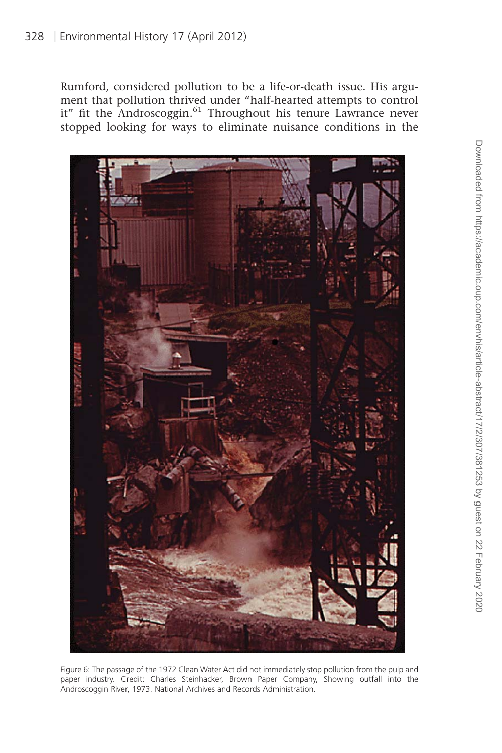Rumford, considered pollution to be a life-or-death issue. His argument that pollution thrived under "half-hearted attempts to control it" fit the Androscoggin.[61] Throughout his tenure Lawrance never stopped looking for ways to eliminate nuisance conditions in the

Figure 6: The passage of the 1972 Clean Water Act did not immediately stop pollution from the pulp and paper industry. Credit: Charles Steinhacker, Brown Paper Company, Showing outfall into the Androscoggin River, 1973. National Archives and Records Administration.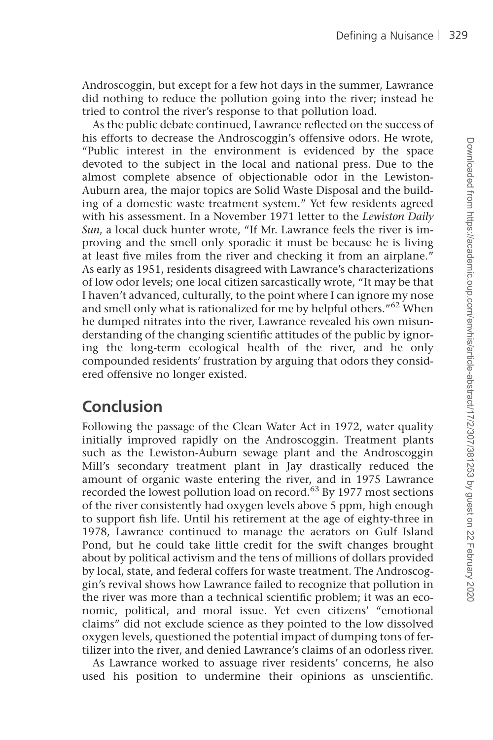Androscoggin, but except for a few hot days in the summer, Lawrance did nothing to reduce the pollution going into the river; instead he tried to control the river's response to that pollution load.

As the public debate continued, Lawrance reflected on the success of his efforts to decrease the Androscoggin's offensive odors. He wrote, "Public interest in the environment is evidenced by the space devoted to the subject in the local and national press. Due to the almost complete absence of objectionable odor in the Lewiston-Auburn area, the major topics are Solid Waste Disposal and the building of a domestic waste treatment system." Yet few residents agreed with his assessment. In a November 1971 letter to the *Lewiston Daily Sun*, a local duck hunter wrote, "If Mr. Lawrance feels the river is improving and the smell only sporadic it must be because he is living at least five miles from the river and checking it from an airplane." As early as 1951, residents disagreed with Lawrance's characterizations of low odor levels; one local citizen sarcastically wrote, "It may be that I haven't advanced, culturally, to the point where I can ignore my nose and smell only what is rationalized for me by helpful others."[62] When he dumped nitrates into the river, Lawrance revealed his own misunderstanding of the changing scientific attitudes of the public by ignoring the long-term ecological health of the river, and he only compounded residents' frustration by arguing that odors they considered offensive no longer existed.

## Conclusion

Following the passage of the Clean Water Act in 1972, water quality initially improved rapidly on the Androscoggin. Treatment plants such as the Lewiston-Auburn sewage plant and the Androscoggin Mill's secondary treatment plant in Jay drastically reduced the amount of organic waste entering the river, and in 1975 Lawrance recorded the lowest pollution load on record.[63] By 1977 most sections of the river consistently had oxygen levels above 5 ppm, high enough to support fish life. Until his retirement at the age of eighty-three in 1978, Lawrance continued to manage the aerators on Gulf Island Pond, but he could take little credit for the swift changes brought about by political activism and the tens of millions of dollars provided by local, state, and federal coffers for waste treatment. The Androscoggin's revival shows how Lawrance failed to recognize that pollution in the river was more than a technical scientific problem; it was an economic, political, and moral issue. Yet even citizens' "emotional claims" did not exclude science as they pointed to the low dissolved oxygen levels, questioned the potential impact of dumping tons of fertilizer into the river, and denied Lawrance's claims of an odorless river.

As Lawrance worked to assuage river residents' concerns, he also used his position to undermine their opinions as unscientific.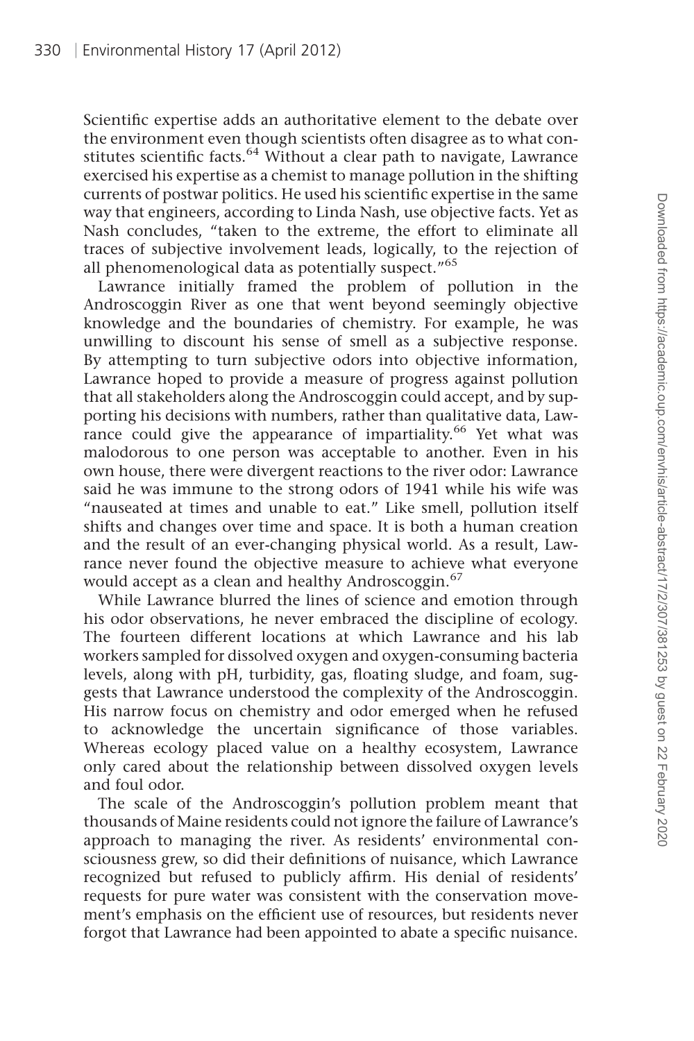Scientific expertise adds an authoritative element to the debate over the environment even though scientists often disagree as to what constitutes scientific facts.[64] Without a clear path to navigate, Lawrance exercised his expertise as a chemist to manage pollution in the shifting currents of postwar politics. He used his scientific expertise in the same way that engineers, according to Linda Nash, use objective facts. Yet as Nash concludes, "taken to the extreme, the effort to eliminate all traces of subjective involvement leads, logically, to the rejection of all phenomenological data as potentially suspect."[65]

Lawrance initially framed the problem of pollution in the Androscoggin River as one that went beyond seemingly objective knowledge and the boundaries of chemistry. For example, he was unwilling to discount his sense of smell as a subjective response. By attempting to turn subjective odors into objective information, Lawrance hoped to provide a measure of progress against pollution that all stakeholders along the Androscoggin could accept, and by supporting his decisions with numbers, rather than qualitative data, Lawrance could give the appearance of impartiality.[66] Yet what was malodorous to one person was acceptable to another. Even in his own house, there were divergent reactions to the river odor: Lawrance said he was immune to the strong odors of 1941 while his wife was "nauseated at times and unable to eat." Like smell, pollution itself shifts and changes over time and space. It is both a human creation and the result of an ever-changing physical world. As a result, Lawrance never found the objective measure to achieve what everyone would accept as a clean and healthy Androscoggin.[67]

While Lawrance blurred the lines of science and emotion through his odor observations, he never embraced the discipline of ecology. The fourteen different locations at which Lawrance and his lab workers sampled for dissolved oxygen and oxygen-consuming bacteria levels, along with pH, turbidity, gas, floating sludge, and foam, suggests that Lawrance understood the complexity of the Androscoggin. His narrow focus on chemistry and odor emerged when he refused to acknowledge the uncertain significance of those variables. Whereas ecology placed value on a healthy ecosystem, Lawrance only cared about the relationship between dissolved oxygen levels and foul odor.

The scale of the Androscoggin's pollution problem meant that thousands of Maine residents could not ignore the failure of Lawrance's approach to managing the river. As residents' environmental consciousness grew, so did their definitions of nuisance, which Lawrance recognized but refused to publicly affirm. His denial of residents' requests for pure water was consistent with the conservation movement's emphasis on the efficient use of resources, but residents never forgot that Lawrance had been appointed to abate a specific nuisance.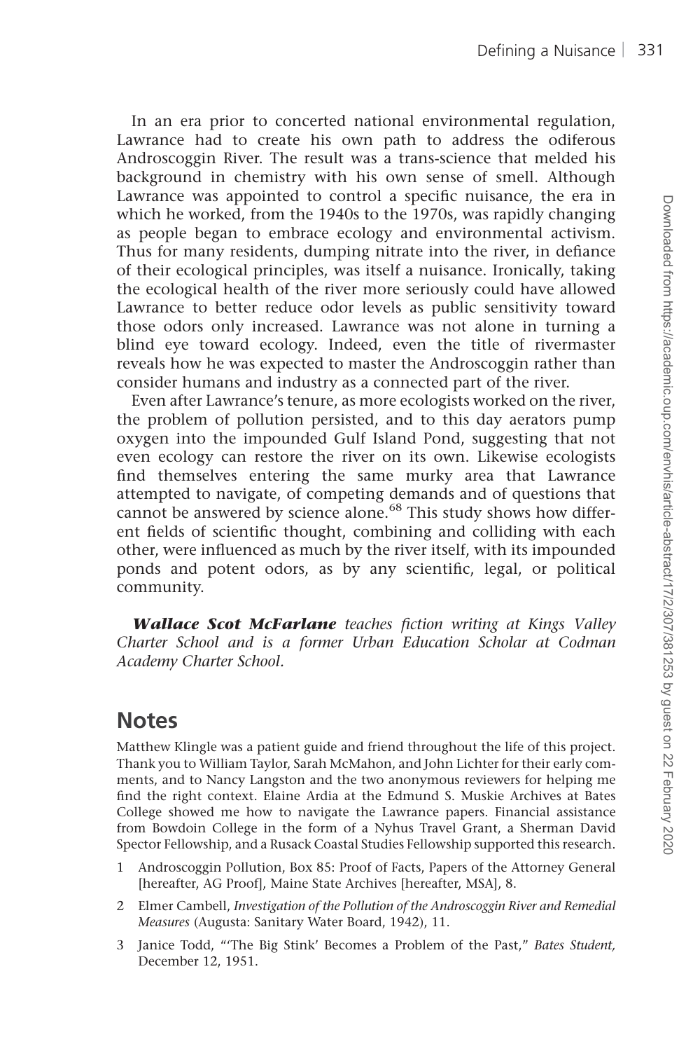In an era prior to concerted national environmental regulation, Lawrance had to create his own path to address the odiferous Androscoggin River. The result was a trans-science that melded his background in chemistry with his own sense of smell. Although Lawrance was appointed to control a specific nuisance, the era in which he worked, from the 1940s to the 1970s, was rapidly changing as people began to embrace ecology and environmental activism. Thus for many residents, dumping nitrate into the river, in defiance of their ecological principles, was itself a nuisance. Ironically, taking the ecological health of the river more seriously could have allowed Lawrance to better reduce odor levels as public sensitivity toward those odors only increased. Lawrance was not alone in turning a blind eye toward ecology. Indeed, even the title of rivermaster reveals how he was expected to master the Androscoggin rather than consider humans and industry as a connected part of the river.

Even after Lawrance's tenure, as more ecologists worked on the river, the problem of pollution persisted, and to this day aerators pump oxygen into the impounded Gulf Island Pond, suggesting that not even ecology can restore the river on its own. Likewise ecologists find themselves entering the same murky area that Lawrance attempted to navigate, of competing demands and of questions that cannot be answered by science alone.[68] This study shows how different fields of scientific thought, combining and colliding with each other, were influenced as much by the river itself, with its impounded ponds and potent odors, as by any scientific, legal, or political community.

***Wallace Scot McFarlane*** *teaches fiction writing at Kings Valley Charter School and is a former Urban Education Scholar at Codman Academy Charter School.*

## Notes

Matthew Klingle was a patient guide and friend throughout the life of this project. Thank you to William Taylor, Sarah McMahon, and John Lichter for their early comments, and to Nancy Langston and the two anonymous reviewers for helping me find the right context. Elaine Ardia at the Edmund S. Muskie Archives at Bates College showed me how to navigate the Lawrance papers. Financial assistance from Bowdoin College in the form of a Nyhus Travel Grant, a Sherman David Spector Fellowship, and a Rusack Coastal Studies Fellowship supported this research.

1 Androscoggin Pollution, Box 85: Proof of Facts, Papers of the Attorney General [hereafter, AG Proof], Maine State Archives [hereafter, MSA], 8.

2 Elmer Cambell, *Investigation of the Pollution of the Androscoggin River and Remedial Measures* (Augusta: Sanitary Water Board, 1942), 11.

3 Janice Todd, "'The Big Stink' Becomes a Problem of the Past," *Bates Student,* December 12, 1951.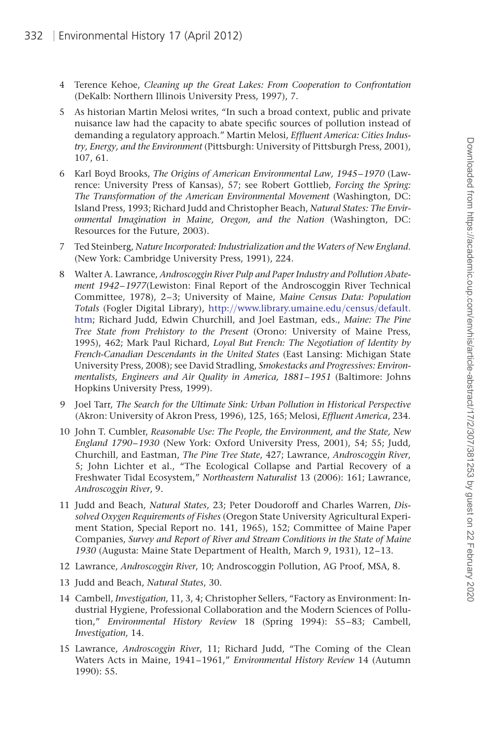4 Terence Kehoe, *Cleaning up the Great Lakes: From Cooperation to Confrontation* (DeKalb: Northern Illinois University Press, 1997), 7.

5 As historian Martin Melosi writes, "In such a broad context, public and private nuisance law had the capacity to abate specific sources of pollution instead of demanding a regulatory approach." Martin Melosi, *Effluent America: Cities Industry, Energy, and the Environment* (Pittsburgh: University of Pittsburgh Press, 2001), 107, 61.

6 Karl Boyd Brooks, *The Origins of American Environmental Law, 1945–1970* (Lawrence: University Press of Kansas), 57; see Robert Gottlieb, *Forcing the Spring: The Transformation of the American Environmental Movement* (Washington, DC: Island Press, 1993; Richard Judd and Christopher Beach, *Natural States: The Environmental Imagination in Maine, Oregon, and the Nation* (Washington, DC: Resources for the Future, 2003).

7 Ted Steinberg, *Nature Incorporated: Industrialization and the Waters of New England*. (New York: Cambridge University Press, 1991), 224.

8 Walter A. Lawrance, *Androscoggin River Pulp and Paper Industry and Pollution Abatement 1942–1977*(Lewiston: Final Report of the Androscoggin River Technical Committee, 1978), 2–3; University of Maine, *Maine Census Data: Population Totals* (Fogler Digital Library), http://www.library.umaine.edu/census/default.htm; Richard Judd, Edwin Churchill, and Joel Eastman, eds., *Maine: The Pine Tree State from Prehistory to the Present* (Orono: University of Maine Press, 1995), 462; Mark Paul Richard, *Loyal But French: The Negotiation of Identity by French-Canadian Descendants in the United States* (East Lansing: Michigan State University Press, 2008); see David Stradling, *Smokestacks and Progressives: Environmentalists, Engineers and Air Quality in America, 1881–1951* (Baltimore: Johns Hopkins University Press, 1999).

9 Joel Tarr, *The Search for the Ultimate Sink: Urban Pollution in Historical Perspective* (Akron: University of Akron Press, 1996), 125, 165; Melosi, *Effluent America*, 234.

10 John T. Cumbler, *Reasonable Use: The People, the Environment, and the State, New England 1790–1930* (New York: Oxford University Press, 2001), 54; 55; Judd, Churchill, and Eastman, *The Pine Tree State*, 427; Lawrance, *Androscoggin River*, 5; John Lichter et al., "The Ecological Collapse and Partial Recovery of a Freshwater Tidal Ecosystem," *Northeastern Naturalist* 13 (2006): 161; Lawrance, *Androscoggin River*, 9.

11 Judd and Beach, *Natural States*, 23; Peter Doudoroff and Charles Warren, *Dissolved Oxygen Requirements of Fishes* (Oregon State University Agricultural Experiment Station, Special Report no. 141, 1965), 152; Committee of Maine Paper Companies, *Survey and Report of River and Stream Conditions in the State of Maine 1930* (Augusta: Maine State Department of Health, March 9, 1931), 12–13.

12 Lawrance, *Androscoggin River*, 10; Androscoggin Pollution, AG Proof, MSA, 8.

13 Judd and Beach, *Natural States*, 30.

14 Cambell, *Investigation*, 11, 3, 4; Christopher Sellers, "Factory as Environment: Industrial Hygiene, Professional Collaboration and the Modern Sciences of Pollution," *Environmental History Review* 18 (Spring 1994): 55–83; Cambell, *Investigation*, 14.

15 Lawrance, *Androscoggin River*, 11; Richard Judd, "The Coming of the Clean Waters Acts in Maine, 1941–1961," *Environmental History Review* 14 (Autumn 1990): 55.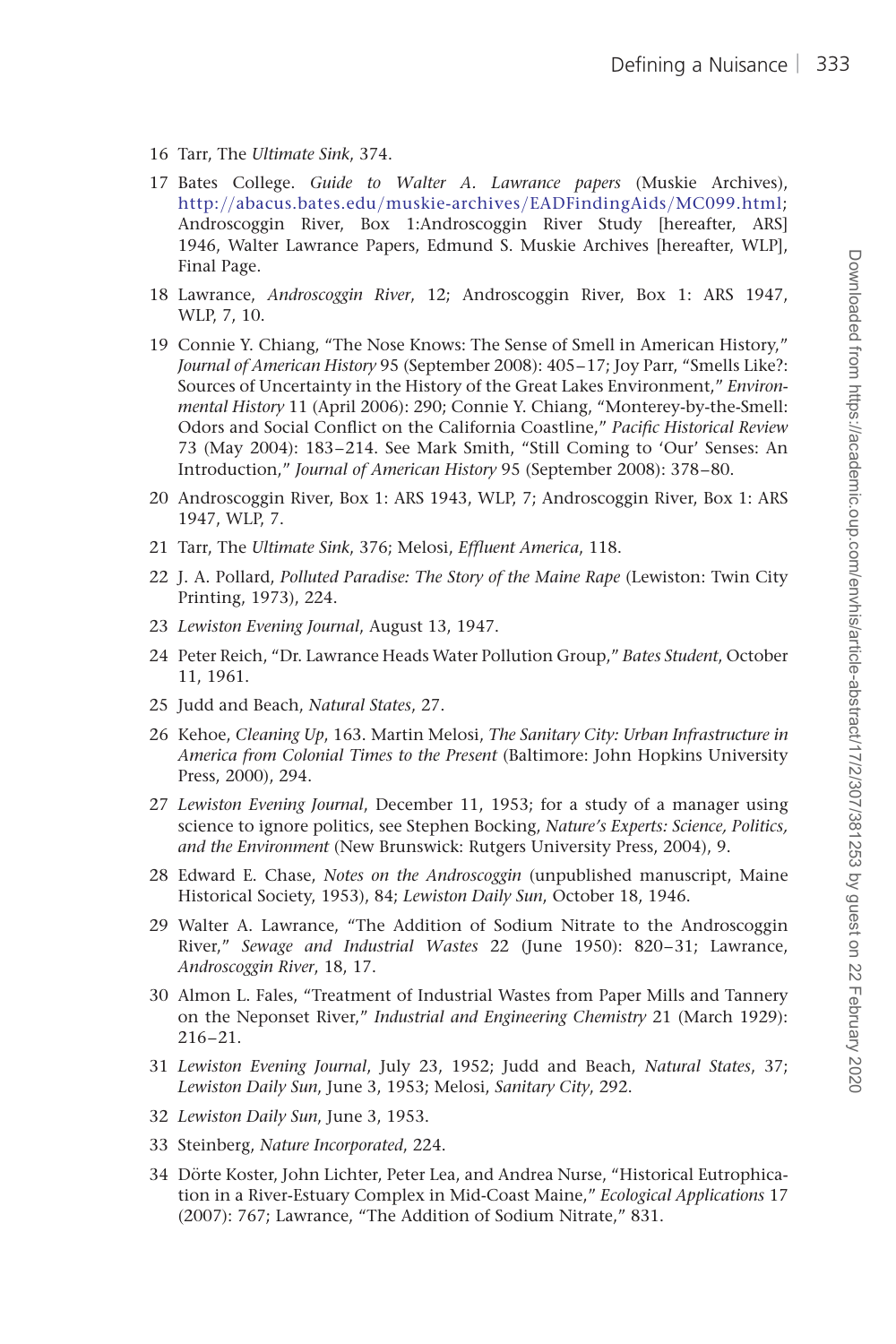16 Tarr, The *Ultimate Sink*, 374.

17 Bates College. *Guide to Walter A. Lawrance papers* (Muskie Archives), http://abacus.bates.edu/muskie-archives/EADFindingAids/MC099.html; Androscoggin River, Box 1:Androscoggin River Study [hereafter, ARS] 1946, Walter Lawrance Papers, Edmund S. Muskie Archives [hereafter, WLP], Final Page.

18 Lawrance, *Androscoggin River*, 12; Androscoggin River, Box 1: ARS 1947, WLP, 7, 10.

19 Connie Y. Chiang, "The Nose Knows: The Sense of Smell in American History," *Journal of American History* 95 (September 2008): 405–17; Joy Parr, "Smells Like?: Sources of Uncertainty in the History of the Great Lakes Environment," *Environmental History* 11 (April 2006): 290; Connie Y. Chiang, "Monterey-by-the-Smell: Odors and Social Conflict on the California Coastline," *Pacific Historical Review* 73 (May 2004): 183–214. See Mark Smith, "Still Coming to 'Our' Senses: An Introduction," *Journal of American History* 95 (September 2008): 378–80.

20 Androscoggin River, Box 1: ARS 1943, WLP, 7; Androscoggin River, Box 1: ARS 1947, WLP, 7.

21 Tarr, The *Ultimate Sink*, 376; Melosi, *Effluent America*, 118.

22 J. A. Pollard, *Polluted Paradise: The Story of the Maine Rape* (Lewiston: Twin City Printing, 1973), 224.

23 *Lewiston Evening Journal*, August 13, 1947.

24 Peter Reich, "Dr. Lawrance Heads Water Pollution Group," *Bates Student*, October 11, 1961.

25 Judd and Beach, *Natural States*, 27.

26 Kehoe, *Cleaning Up*, 163. Martin Melosi, *The Sanitary City: Urban Infrastructure in America from Colonial Times to the Present* (Baltimore: John Hopkins University Press, 2000), 294.

27 *Lewiston Evening Journal*, December 11, 1953; for a study of a manager using science to ignore politics, see Stephen Bocking, *Nature's Experts: Science, Politics, and the Environment* (New Brunswick: Rutgers University Press, 2004), 9.

28 Edward E. Chase, *Notes on the Androscoggin* (unpublished manuscript, Maine Historical Society, 1953), 84; *Lewiston Daily Sun*, October 18, 1946.

29 Walter A. Lawrance, "The Addition of Sodium Nitrate to the Androscoggin River," *Sewage and Industrial Wastes* 22 (June 1950): 820–31; Lawrance, *Androscoggin River*, 18, 17.

30 Almon L. Fales, "Treatment of Industrial Wastes from Paper Mills and Tannery on the Neponset River," *Industrial and Engineering Chemistry* 21 (March 1929): 216–21.

31 *Lewiston Evening Journal*, July 23, 1952; Judd and Beach, *Natural States*, 37; *Lewiston Daily Sun*, June 3, 1953; Melosi, *Sanitary City*, 292.

32 *Lewiston Daily Sun*, June 3, 1953.

33 Steinberg, *Nature Incorporated*, 224.

34 Dörte Koster, John Lichter, Peter Lea, and Andrea Nurse, "Historical Eutrophication in a River-Estuary Complex in Mid-Coast Maine," *Ecological Applications* 17 (2007): 767; Lawrance, "The Addition of Sodium Nitrate," 831.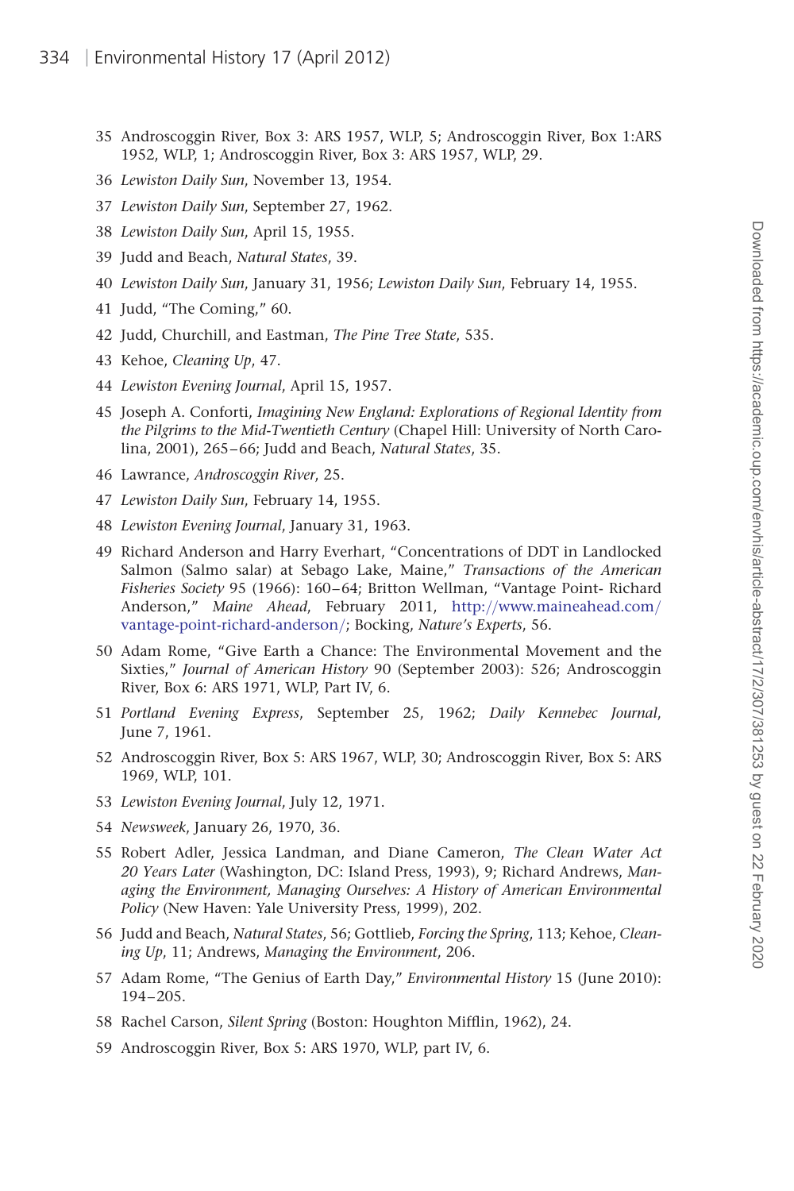35 Androscoggin River, Box 3: ARS 1957, WLP, 5; Androscoggin River, Box 1:ARS 1952, WLP, 1; Androscoggin River, Box 3: ARS 1957, WLP, 29.

36 *Lewiston Daily Sun*, November 13, 1954.

37 *Lewiston Daily Sun*, September 27, 1962.

38 *Lewiston Daily Sun*, April 15, 1955.

39 Judd and Beach, *Natural States*, 39.

40 *Lewiston Daily Sun*, January 31, 1956; *Lewiston Daily Sun*, February 14, 1955.

41 Judd, "The Coming," 60.

42 Judd, Churchill, and Eastman, *The Pine Tree State*, 535.

43 Kehoe, *Cleaning Up*, 47.

44 *Lewiston Evening Journal*, April 15, 1957.

45 Joseph A. Conforti, *Imagining New England: Explorations of Regional Identity from the Pilgrims to the Mid-Twentieth Century* (Chapel Hill: University of North Carolina, 2001), 265–66; Judd and Beach, *Natural States*, 35.

46 Lawrance, *Androscoggin River*, 25.

47 *Lewiston Daily Sun*, February 14, 1955.

48 *Lewiston Evening Journal*, January 31, 1963.

49 Richard Anderson and Harry Everhart, "Concentrations of DDT in Landlocked Salmon (Salmo salar) at Sebago Lake, Maine," *Transactions of the American Fisheries Society* 95 (1966): 160–64; Britton Wellman, "Vantage Point- Richard Anderson," *Maine Ahead*, February 2011, http://www.maineahead.com/vantage-point-richard-anderson/; Bocking, *Nature's Experts*, 56.

50 Adam Rome, "Give Earth a Chance: The Environmental Movement and the Sixties," *Journal of American History* 90 (September 2003): 526; Androscoggin River, Box 6: ARS 1971, WLP, Part IV, 6.

51 *Portland Evening Express*, September 25, 1962; *Daily Kennebec Journal*, June 7, 1961.

52 Androscoggin River, Box 5: ARS 1967, WLP, 30; Androscoggin River, Box 5: ARS 1969, WLP, 101.

53 *Lewiston Evening Journal*, July 12, 1971.

54 *Newsweek*, January 26, 1970, 36.

55 Robert Adler, Jessica Landman, and Diane Cameron, *The Clean Water Act 20 Years Later* (Washington, DC: Island Press, 1993), 9; Richard Andrews, *Managing the Environment, Managing Ourselves: A History of American Environmental Policy* (New Haven: Yale University Press, 1999), 202.

56 Judd and Beach, *Natural States*, 56; Gottlieb, *Forcing the Spring*, 113; Kehoe, *Cleaning Up*, 11; Andrews, *Managing the Environment*, 206.

57 Adam Rome, "The Genius of Earth Day," *Environmental History* 15 (June 2010): 194–205.

58 Rachel Carson, *Silent Spring* (Boston: Houghton Mifflin, 1962), 24.

59 Androscoggin River, Box 5: ARS 1970, WLP, part IV, 6.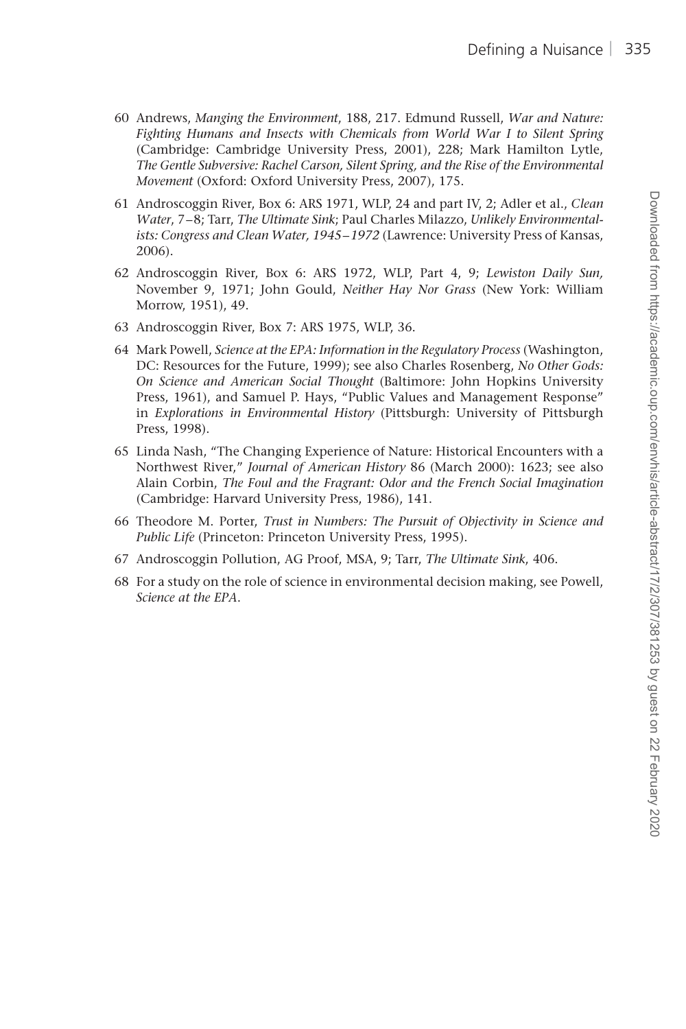60 Andrews, *Manging the Environment*, 188, 217. Edmund Russell, *War and Nature: Fighting Humans and Insects with Chemicals from World War I to Silent Spring* (Cambridge: Cambridge University Press, 2001), 228; Mark Hamilton Lytle, *The Gentle Subversive: Rachel Carson, Silent Spring, and the Rise of the Environmental Movement* (Oxford: Oxford University Press, 2007), 175.

61 Androscoggin River, Box 6: ARS 1971, WLP, 24 and part IV, 2; Adler et al., *Clean Water*, 7–8; Tarr, *The Ultimate Sink*; Paul Charles Milazzo, *Unlikely Environmentalists: Congress and Clean Water, 1945–1972* (Lawrence: University Press of Kansas, 2006).

62 Androscoggin River, Box 6: ARS 1972, WLP, Part 4, 9; *Lewiston Daily Sun,* November 9, 1971; John Gould, *Neither Hay Nor Grass* (New York: William Morrow, 1951), 49.

63 Androscoggin River, Box 7: ARS 1975, WLP, 36.

64 Mark Powell, *Science at the EPA: Information in the Regulatory Process* (Washington, DC: Resources for the Future, 1999); see also Charles Rosenberg, *No Other Gods: On Science and American Social Thought* (Baltimore: John Hopkins University Press, 1961), and Samuel P. Hays, "Public Values and Management Response" in *Explorations in Environmental History* (Pittsburgh: University of Pittsburgh Press, 1998).

65 Linda Nash, "The Changing Experience of Nature: Historical Encounters with a Northwest River," *Journal of American History* 86 (March 2000): 1623; see also Alain Corbin, *The Foul and the Fragrant: Odor and the French Social Imagination* (Cambridge: Harvard University Press, 1986), 141.

66 Theodore M. Porter, *Trust in Numbers: The Pursuit of Objectivity in Science and Public Life* (Princeton: Princeton University Press, 1995).

67 Androscoggin Pollution, AG Proof, MSA, 9; Tarr, *The Ultimate Sink*, 406.

68 For a study on the role of science in environmental decision making, see Powell, *Science at the EPA*.